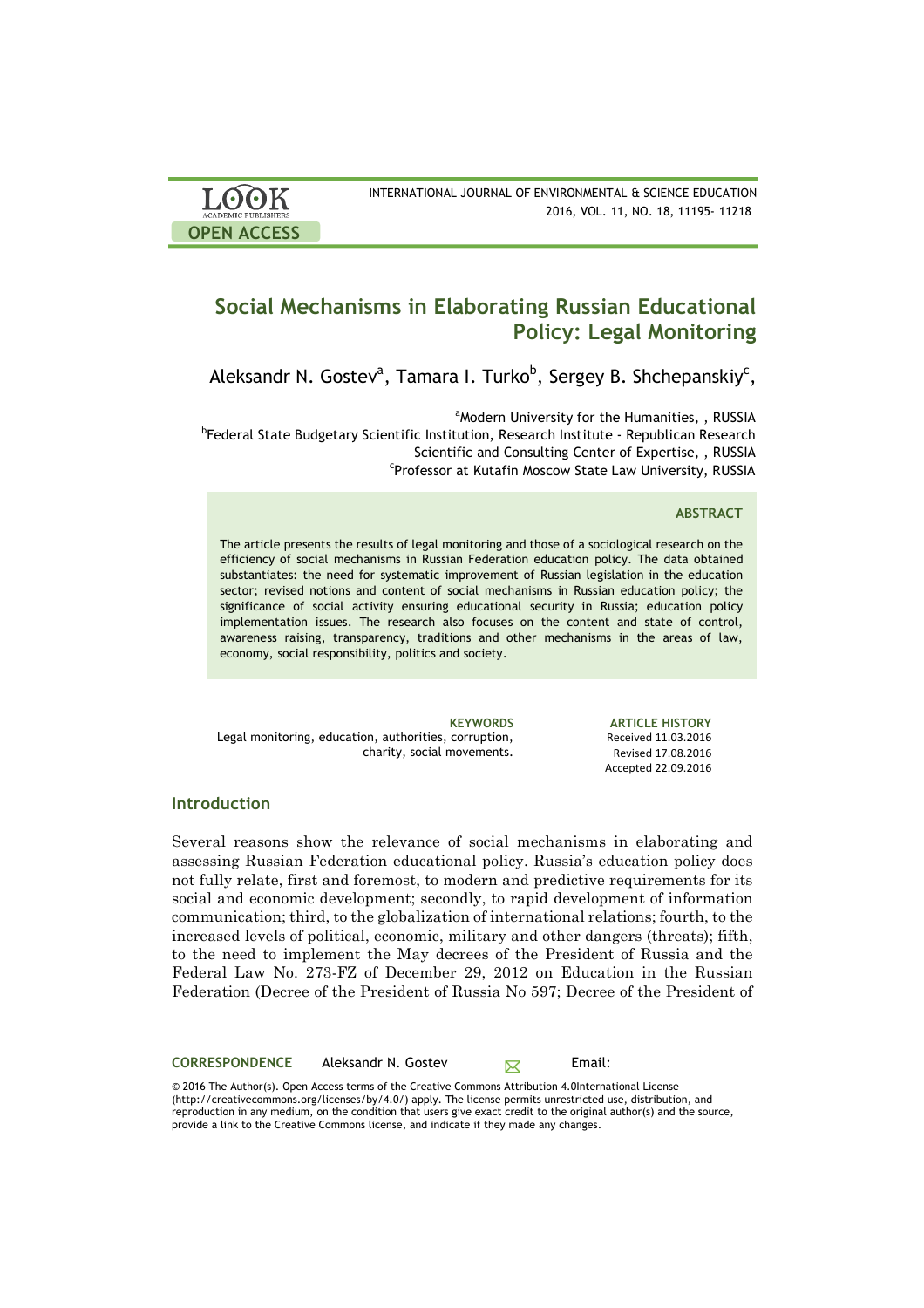# Social Mechanisms in Elaborating Russian Educational Policy: Legal Monitoring

Aleksandr N. Gostev[a], Tamara I. Turko[b], Sergey B. Shchepanskiy[c],

[a]Modern University for the Humanities, , RUSSIA
[b]Federal State Budgetary Scientific Institution, Research Institute - Republican Research Scientific and Consulting Center of Expertise, , RUSSIA
[c]Professor at Kutafin Moscow State Law University, RUSSIA

### ABSTRACT

The article presents the results of legal monitoring and those of a sociological research on the efficiency of social mechanisms in Russian Federation education policy. The data obtained substantiates: the need for systematic improvement of Russian legislation in the education sector; revised notions and content of social mechanisms in Russian education policy; the significance of social activity ensuring educational security in Russia; education policy implementation issues. The research also focuses on the content and state of control, awareness raising, transparency, traditions and other mechanisms in the areas of law, economy, social responsibility, politics and society.

**KEYWORDS**
Legal monitoring, education, authorities, corruption, charity, social movements.

**ARTICLE HISTORY**
Received 11.03.2016
Revised 17.08.2016
Accepted 22.09.2016

## Introduction

Several reasons show the relevance of social mechanisms in elaborating and assessing Russian Federation educational policy. Russia's education policy does not fully relate, first and foremost, to modern and predictive requirements for its social and economic development; secondly, to rapid development of information communication; third, to the globalization of international relations; fourth, to the increased levels of political, economic, military and other dangers (threats); fifth, to the need to implement the May decrees of the President of Russia and the Federal Law No. 273-FZ of December 29, 2012 on Education in the Russian Federation (Decree of the President of Russia No 597; Decree of the President of

**CORRESPONDENCE** Aleksandr N. Gostev Email:

© 2016 The Author(s). Open Access terms of the Creative Commons Attribution 4.0International License (http://creativecommons.org/licenses/by/4.0/) apply. The license permits unrestricted use, distribution, and reproduction in any medium, on the condition that users give exact credit to the original author(s) and the source, provide a link to the Creative Commons license, and indicate if they made any changes.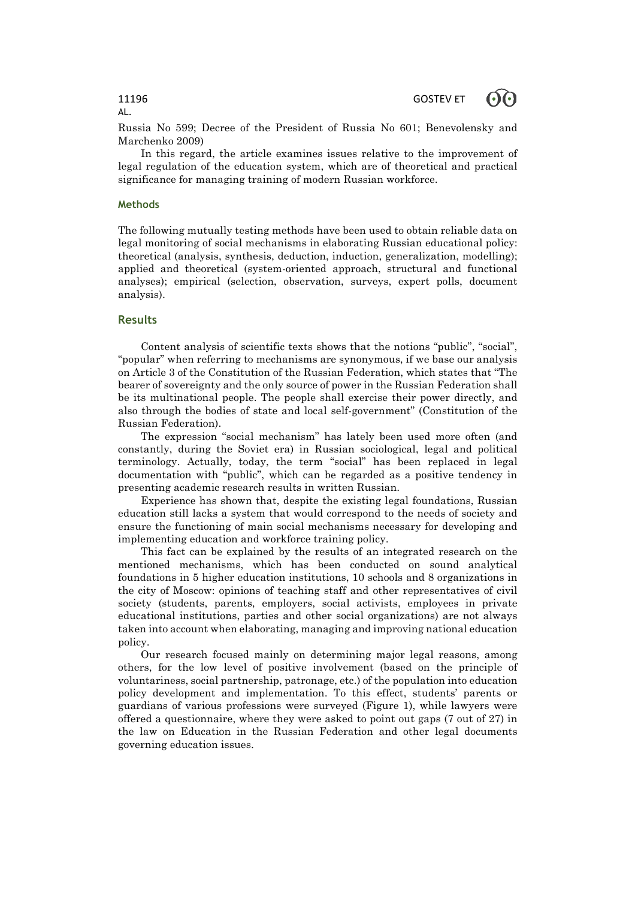Russia No 599; Decree of the President of Russia No 601; Benevolensky and Marchenko 2009)

In this regard, the article examines issues relative to the improvement of legal regulation of the education system, which are of theoretical and practical significance for managing training of modern Russian workforce.

### Methods

The following mutually testing methods have been used to obtain reliable data on legal monitoring of social mechanisms in elaborating Russian educational policy: theoretical (analysis, synthesis, deduction, induction, generalization, modelling); applied and theoretical (system-oriented approach, structural and functional analyses); empirical (selection, observation, surveys, expert polls, document analysis).

## Results

Content analysis of scientific texts shows that the notions "public", "social", "popular" when referring to mechanisms are synonymous, if we base our analysis on Article 3 of the Constitution of the Russian Federation, which states that "The bearer of sovereignty and the only source of power in the Russian Federation shall be its multinational people. The people shall exercise their power directly, and also through the bodies of state and local self-government" (Constitution of the Russian Federation).

The expression "social mechanism" has lately been used more often (and constantly, during the Soviet era) in Russian sociological, legal and political terminology. Actually, today, the term "social" has been replaced in legal documentation with "public", which can be regarded as a positive tendency in presenting academic research results in written Russian.

Experience has shown that, despite the existing legal foundations, Russian education still lacks a system that would correspond to the needs of society and ensure the functioning of main social mechanisms necessary for developing and implementing education and workforce training policy.

This fact can be explained by the results of an integrated research on the mentioned mechanisms, which has been conducted on sound analytical foundations in 5 higher education institutions, 10 schools and 8 organizations in the city of Moscow: opinions of teaching staff and other representatives of civil society (students, parents, employers, social activists, employees in private educational institutions, parties and other social organizations) are not always taken into account when elaborating, managing and improving national education policy.

Our research focused mainly on determining major legal reasons, among others, for the low level of positive involvement (based on the principle of voluntariness, social partnership, patronage, etc.) of the population into education policy development and implementation. To this effect, students' parents or guardians of various professions were surveyed (Figure 1), while lawyers were offered a questionnaire, where they were asked to point out gaps (7 out of 27) in the law on Education in the Russian Federation and other legal documents governing education issues.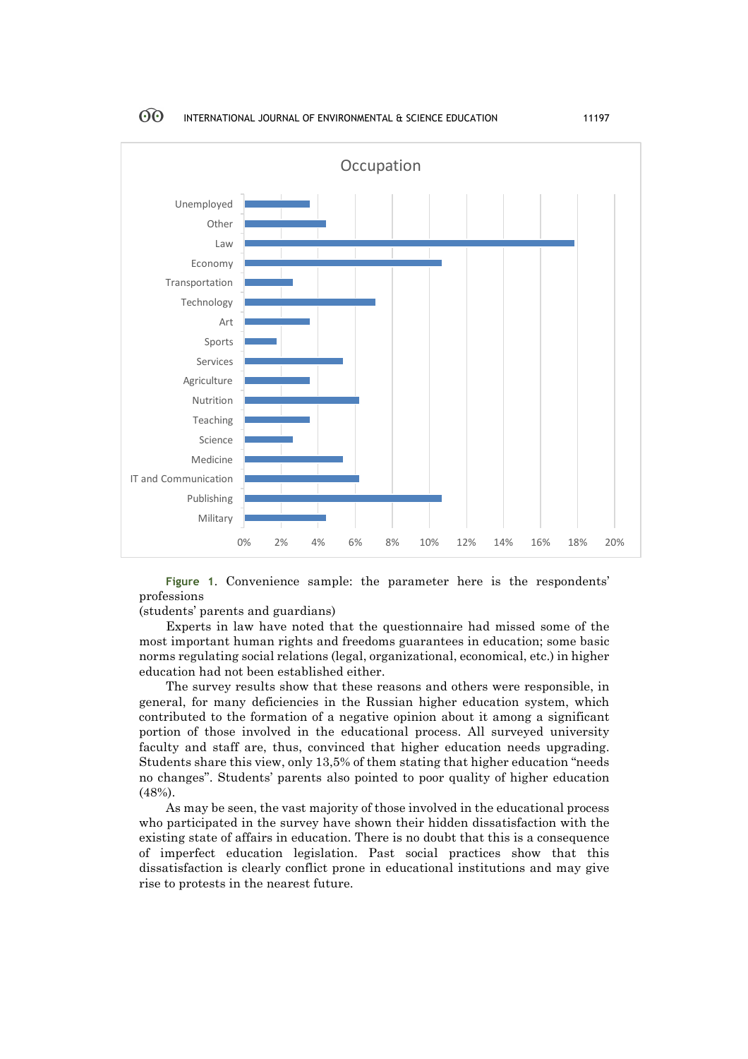Figure 1. Convenience sample: the parameter here is the respondents' professions
(students' parents and guardians)

Experts in law have noted that the questionnaire had missed some of the most important human rights and freedoms guarantees in education; some basic norms regulating social relations (legal, organizational, economical, etc.) in higher education had not been established either.

The survey results show that these reasons and others were responsible, in general, for many deficiencies in the Russian higher education system, which contributed to the formation of a negative opinion about it among a significant portion of those involved in the educational process. All surveyed university faculty and staff are, thus, convinced that higher education needs upgrading. Students share this view, only 13,5% of them stating that higher education "needs no changes". Students' parents also pointed to poor quality of higher education (48%).

As may be seen, the vast majority of those involved in the educational process who participated in the survey have shown their hidden dissatisfaction with the existing state of affairs in education. There is no doubt that this is a consequence of imperfect education legislation. Past social practices show that this dissatisfaction is clearly conflict prone in educational institutions and may give rise to protests in the nearest future.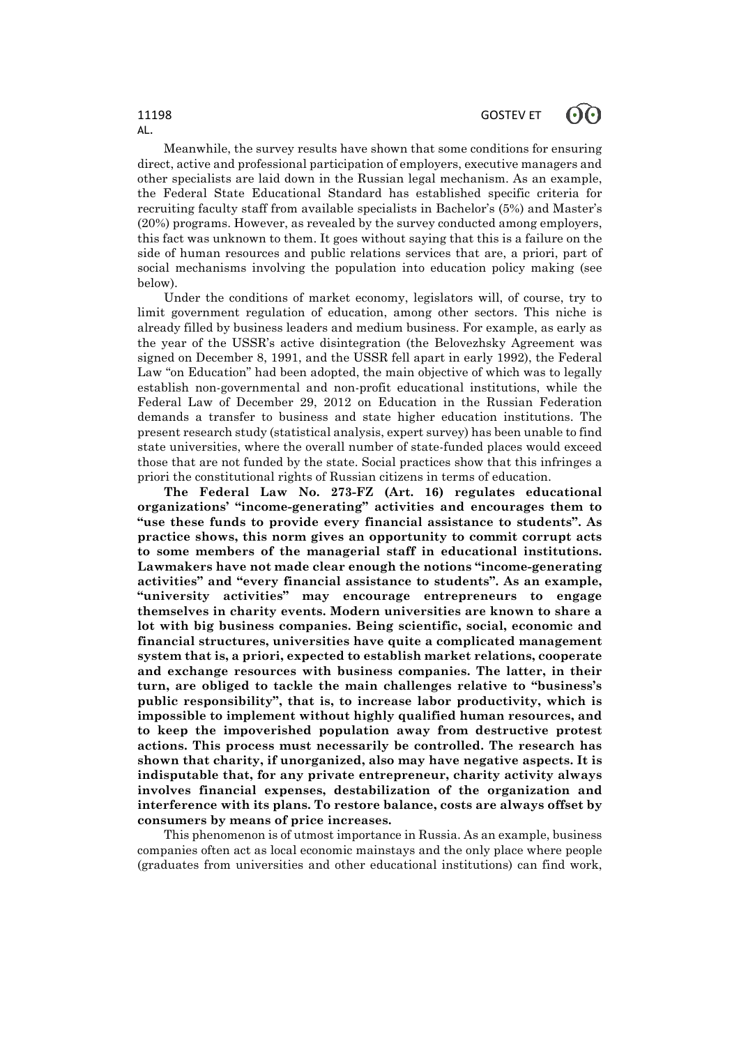Meanwhile, the survey results have shown that some conditions for ensuring direct, active and professional participation of employers, executive managers and other specialists are laid down in the Russian legal mechanism. As an example, the Federal State Educational Standard has established specific criteria for recruiting faculty staff from available specialists in Bachelor's (5%) and Master's (20%) programs. However, as revealed by the survey conducted among employers, this fact was unknown to them. It goes without saying that this is a failure on the side of human resources and public relations services that are, a priori, part of social mechanisms involving the population into education policy making (see below).

Under the conditions of market economy, legislators will, of course, try to limit government regulation of education, among other sectors. This niche is already filled by business leaders and medium business. For example, as early as the year of the USSR's active disintegration (the Belovezhsky Agreement was signed on December 8, 1991, and the USSR fell apart in early 1992), the Federal Law "on Education" had been adopted, the main objective of which was to legally establish non-governmental and non-profit educational institutions, while the Federal Law of December 29, 2012 on Education in the Russian Federation demands a transfer to business and state higher education institutions. The present research study (statistical analysis, expert survey) has been unable to find state universities, where the overall number of state-funded places would exceed those that are not funded by the state. Social practices show that this infringes a priori the constitutional rights of Russian citizens in terms of education.

**The Federal Law No. 273-FZ (Art. 16) regulates educational organizations' "income-generating" activities and encourages them to "use these funds to provide every financial assistance to students". As practice shows, this norm gives an opportunity to commit corrupt acts to some members of the managerial staff in educational institutions. Lawmakers have not made clear enough the notions "income-generating activities" and "every financial assistance to students". As an example, "university activities" may encourage entrepreneurs to engage themselves in charity events. Modern universities are known to share a lot with big business companies. Being scientific, social, economic and financial structures, universities have quite a complicated management system that is, a priori, expected to establish market relations, cooperate and exchange resources with business companies. The latter, in their turn, are obliged to tackle the main challenges relative to "business's public responsibility", that is, to increase labor productivity, which is impossible to implement without highly qualified human resources, and to keep the impoverished population away from destructive protest actions. This process must necessarily be controlled. The research has shown that charity, if unorganized, also may have negative aspects. It is indisputable that, for any private entrepreneur, charity activity always involves financial expenses, destabilization of the organization and interference with its plans. To restore balance, costs are always offset by consumers by means of price increases.**

This phenomenon is of utmost importance in Russia. As an example, business companies often act as local economic mainstays and the only place where people (graduates from universities and other educational institutions) can find work,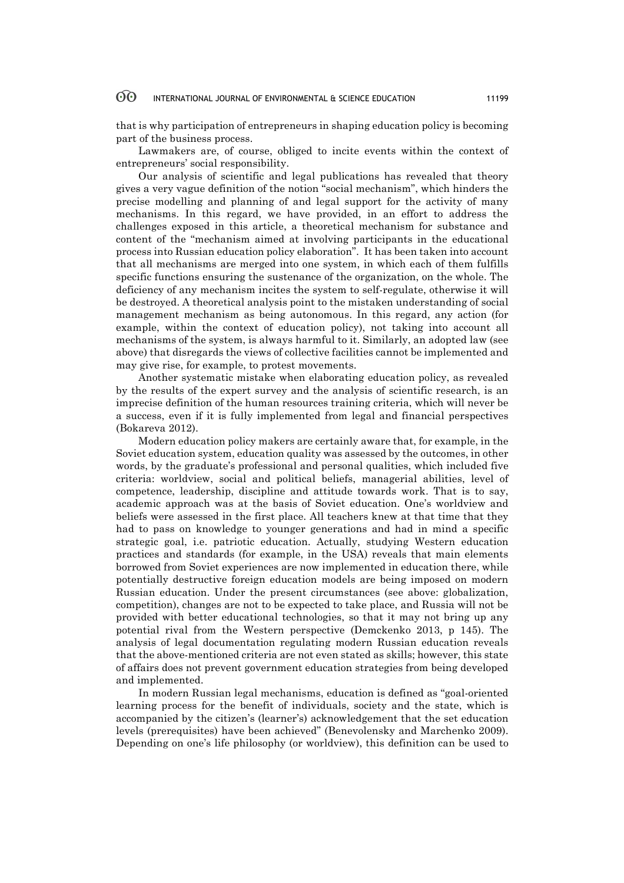that is why participation of entrepreneurs in shaping education policy is becoming part of the business process.

Lawmakers are, of course, obliged to incite events within the context of entrepreneurs' social responsibility.

Our analysis of scientific and legal publications has revealed that theory gives a very vague definition of the notion "social mechanism", which hinders the precise modelling and planning of and legal support for the activity of many mechanisms. In this regard, we have provided, in an effort to address the challenges exposed in this article, a theoretical mechanism for substance and content of the "mechanism aimed at involving participants in the educational process into Russian education policy elaboration". It has been taken into account that all mechanisms are merged into one system, in which each of them fulfills specific functions ensuring the sustenance of the organization, on the whole. The deficiency of any mechanism incites the system to self-regulate, otherwise it will be destroyed. A theoretical analysis point to the mistaken understanding of social management mechanism as being autonomous. In this regard, any action (for example, within the context of education policy), not taking into account all mechanisms of the system, is always harmful to it. Similarly, an adopted law (see above) that disregards the views of collective facilities cannot be implemented and may give rise, for example, to protest movements.

Another systematic mistake when elaborating education policy, as revealed by the results of the expert survey and the analysis of scientific research, is an imprecise definition of the human resources training criteria, which will never be a success, even if it is fully implemented from legal and financial perspectives (Bokareva 2012).

Modern education policy makers are certainly aware that, for example, in the Soviet education system, education quality was assessed by the outcomes, in other words, by the graduate's professional and personal qualities, which included five criteria: worldview, social and political beliefs, managerial abilities, level of competence, leadership, discipline and attitude towards work. That is to say, academic approach was at the basis of Soviet education. One's worldview and beliefs were assessed in the first place. All teachers knew at that time that they had to pass on knowledge to younger generations and had in mind a specific strategic goal, i.e. patriotic education. Actually, studying Western education practices and standards (for example, in the USA) reveals that main elements borrowed from Soviet experiences are now implemented in education there, while potentially destructive foreign education models are being imposed on modern Russian education. Under the present circumstances (see above: globalization, competition), changes are not to be expected to take place, and Russia will not be provided with better educational technologies, so that it may not bring up any potential rival from the Western perspective (Demckenko 2013, p 145). The analysis of legal documentation regulating modern Russian education reveals that the above-mentioned criteria are not even stated as skills; however, this state of affairs does not prevent government education strategies from being developed and implemented.

In modern Russian legal mechanisms, education is defined as "goal-oriented learning process for the benefit of individuals, society and the state, which is accompanied by the citizen's (learner's) acknowledgement that the set education levels (prerequisites) have been achieved" (Benevolensky and Marchenko 2009). Depending on one's life philosophy (or worldview), this definition can be used to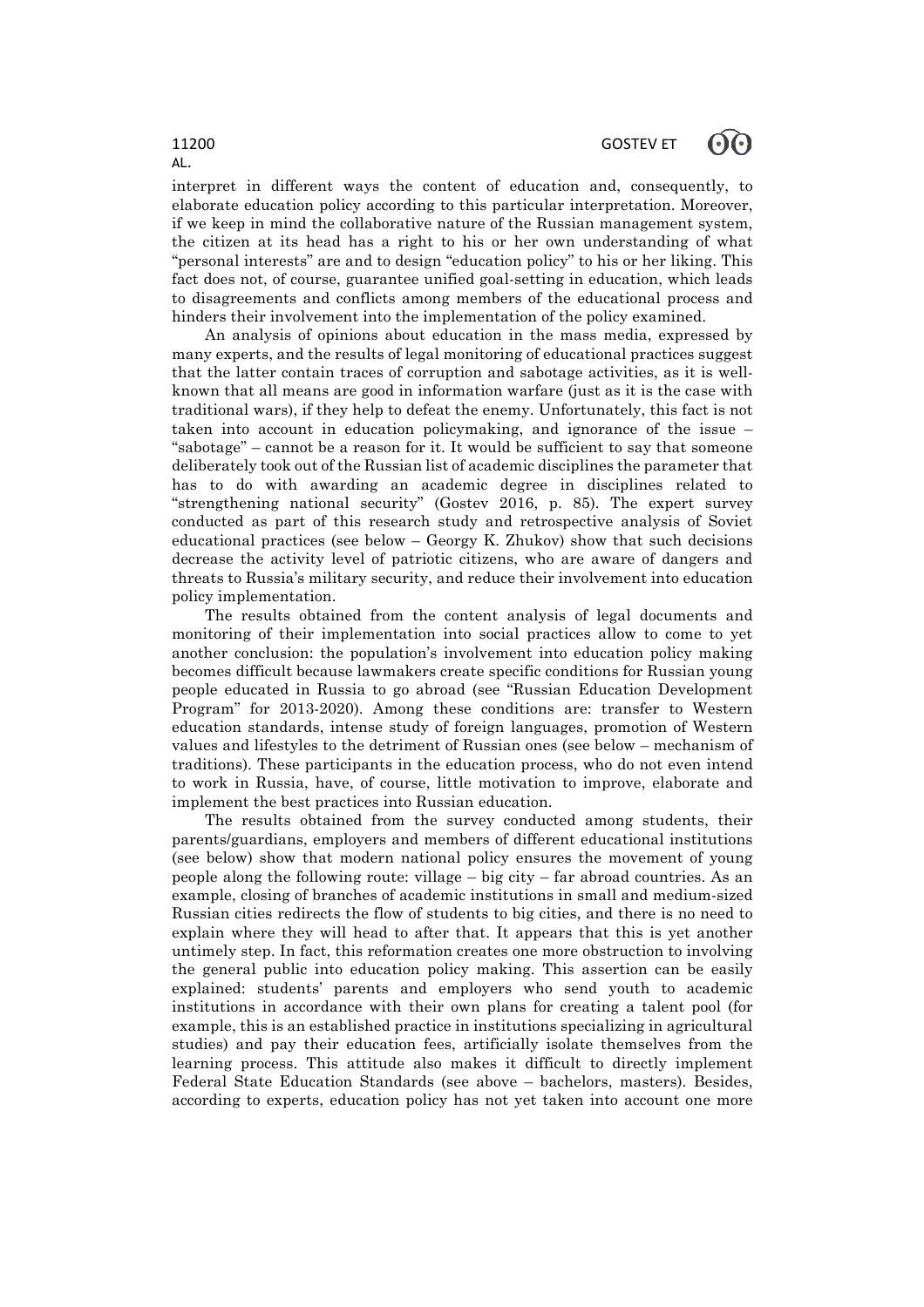interpret in different ways the content of education and, consequently, to elaborate education policy according to this particular interpretation. Moreover, if we keep in mind the collaborative nature of the Russian management system, the citizen at its head has a right to his or her own understanding of what "personal interests" are and to design "education policy" to his or her liking. This fact does not, of course, guarantee unified goal-setting in education, which leads to disagreements and conflicts among members of the educational process and hinders their involvement into the implementation of the policy examined.

An analysis of opinions about education in the mass media, expressed by many experts, and the results of legal monitoring of educational practices suggest that the latter contain traces of corruption and sabotage activities, as it is well-known that all means are good in information warfare (just as it is the case with traditional wars), if they help to defeat the enemy. Unfortunately, this fact is not taken into account in education policymaking, and ignorance of the issue – "sabotage" – cannot be a reason for it. It would be sufficient to say that someone deliberately took out of the Russian list of academic disciplines the parameter that has to do with awarding an academic degree in disciplines related to "strengthening national security" (Gostev 2016, p. 85). The expert survey conducted as part of this research study and retrospective analysis of Soviet educational practices (see below – Georgy K. Zhukov) show that such decisions decrease the activity level of patriotic citizens, who are aware of dangers and threats to Russia's military security, and reduce their involvement into education policy implementation.

The results obtained from the content analysis of legal documents and monitoring of their implementation into social practices allow to come to yet another conclusion: the population's involvement into education policy making becomes difficult because lawmakers create specific conditions for Russian young people educated in Russia to go abroad (see "Russian Education Development Program" for 2013-2020). Among these conditions are: transfer to Western education standards, intense study of foreign languages, promotion of Western values and lifestyles to the detriment of Russian ones (see below – mechanism of traditions). These participants in the education process, who do not even intend to work in Russia, have, of course, little motivation to improve, elaborate and implement the best practices into Russian education.

The results obtained from the survey conducted among students, their parents/guardians, employers and members of different educational institutions (see below) show that modern national policy ensures the movement of young people along the following route: village – big city – far abroad countries. As an example, closing of branches of academic institutions in small and medium-sized Russian cities redirects the flow of students to big cities, and there is no need to explain where they will head to after that. It appears that this is yet another untimely step. In fact, this reformation creates one more obstruction to involving the general public into education policy making. This assertion can be easily explained: students' parents and employers who send youth to academic institutions in accordance with their own plans for creating a talent pool (for example, this is an established practice in institutions specializing in agricultural studies) and pay their education fees, artificially isolate themselves from the learning process. This attitude also makes it difficult to directly implement Federal State Education Standards (see above – bachelors, masters). Besides, according to experts, education policy has not yet taken into account one more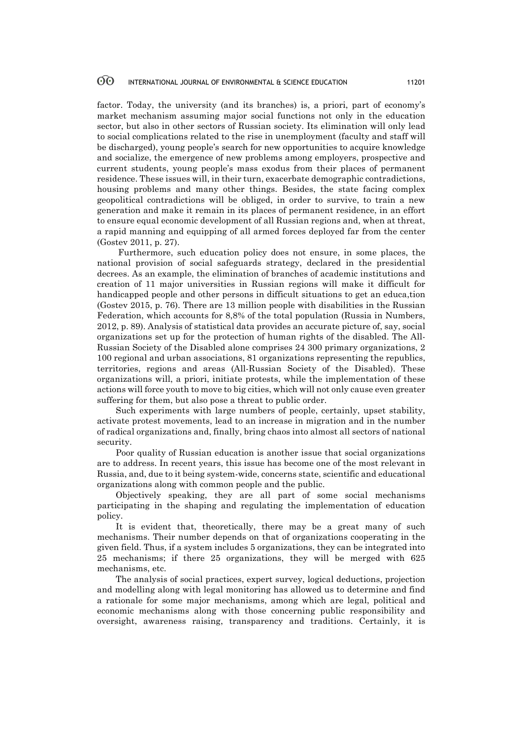factor. Today, the university (and its branches) is, a priori, part of economy's market mechanism assuming major social functions not only in the education sector, but also in other sectors of Russian society. Its elimination will only lead to social complications related to the rise in unemployment (faculty and staff will be discharged), young people's search for new opportunities to acquire knowledge and socialize, the emergence of new problems among employers, prospective and current students, young people's mass exodus from their places of permanent residence. These issues will, in their turn, exacerbate demographic contradictions, housing problems and many other things. Besides, the state facing complex geopolitical contradictions will be obliged, in order to survive, to train a new generation and make it remain in its places of permanent residence, in an effort to ensure equal economic development of all Russian regions and, when at threat, a rapid manning and equipping of all armed forces deployed far from the center (Gostev 2011, p. 27).

Furthermore, such education policy does not ensure, in some places, the national provision of social safeguards strategy, declared in the presidential decrees. As an example, the elimination of branches of academic institutions and creation of 11 major universities in Russian regions will make it difficult for handicapped people and other persons in difficult situations to get an educa,tion (Gostev 2015, p. 76). There are 13 million people with disabilities in the Russian Federation, which accounts for 8,8% of the total population (Russia in Numbers, 2012, p. 89). Analysis of statistical data provides an accurate picture of, say, social organizations set up for the protection of human rights of the disabled. The All-Russian Society of the Disabled alone comprises 24 300 primary organizations, 2 100 regional and urban associations, 81 organizations representing the republics, territories, regions and areas (All-Russian Society of the Disabled). These organizations will, a priori, initiate protests, while the implementation of these actions will force youth to move to big cities, which will not only cause even greater suffering for them, but also pose a threat to public order.

Such experiments with large numbers of people, certainly, upset stability, activate protest movements, lead to an increase in migration and in the number of radical organizations and, finally, bring chaos into almost all sectors of national security.

Poor quality of Russian education is another issue that social organizations are to address. In recent years, this issue has become one of the most relevant in Russia, and, due to it being system-wide, concerns state, scientific and educational organizations along with common people and the public.

Objectively speaking, they are all part of some social mechanisms participating in the shaping and regulating the implementation of education policy.

It is evident that, theoretically, there may be a great many of such mechanisms. Their number depends on that of organizations cooperating in the given field. Thus, if a system includes 5 organizations, they can be integrated into 25 mechanisms; if there 25 organizations, they will be merged with 625 mechanisms, etc.

The analysis of social practices, expert survey, logical deductions, projection and modelling along with legal monitoring has allowed us to determine and find a rationale for some major mechanisms, among which are legal, political and economic mechanisms along with those concerning public responsibility and oversight, awareness raising, transparency and traditions. Certainly, it is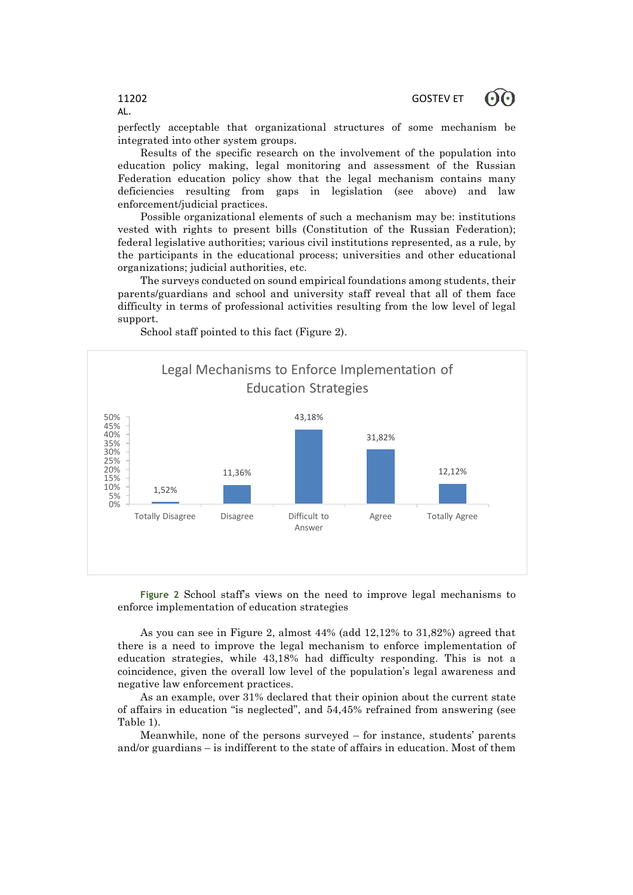perfectly acceptable that organizational structures of some mechanism be integrated into other system groups.

Results of the specific research on the involvement of the population into education policy making, legal monitoring and assessment of the Russian Federation education policy show that the legal mechanism contains many deficiencies resulting from gaps in legislation (see above) and law enforcement/judicial practices.

Possible organizational elements of such a mechanism may be: institutions vested with rights to present bills (Constitution of the Russian Federation); federal legislative authorities; various civil institutions represented, as a rule, by the participants in the educational process; universities and other educational organizations; judicial authorities, etc.

The surveys conducted on sound empirical foundations among students, their parents/guardians and school and university staff reveal that all of them face difficulty in terms of professional activities resulting from the low level of legal support.

School staff pointed to this fact (Figure 2).

**Legal Mechanisms to Enforce Implementation of Education Strategies**

| Response | Share |
|---|---|
| Totally Disagree | 1,52% |
| Disagree | 11,36% |
| Difficult to Answer | 43,18% |
| Agree | 31,82% |
| Totally Agree | 12,12% |

**Figure 2** School staff's views on the need to improve legal mechanisms to enforce implementation of education strategies

As you can see in Figure 2, almost 44% (add 12,12% to 31,82%) agreed that there is a need to improve the legal mechanism to enforce implementation of education strategies, while 43,18% had difficulty responding. This is not a coincidence, given the overall low level of the population's legal awareness and negative law enforcement practices.

As an example, over 31% declared that their opinion about the current state of affairs in education "is neglected", and 54,45% refrained from answering (see Table 1).

Meanwhile, none of the persons surveyed – for instance, students' parents and/or guardians – is indifferent to the state of affairs in education. Most of them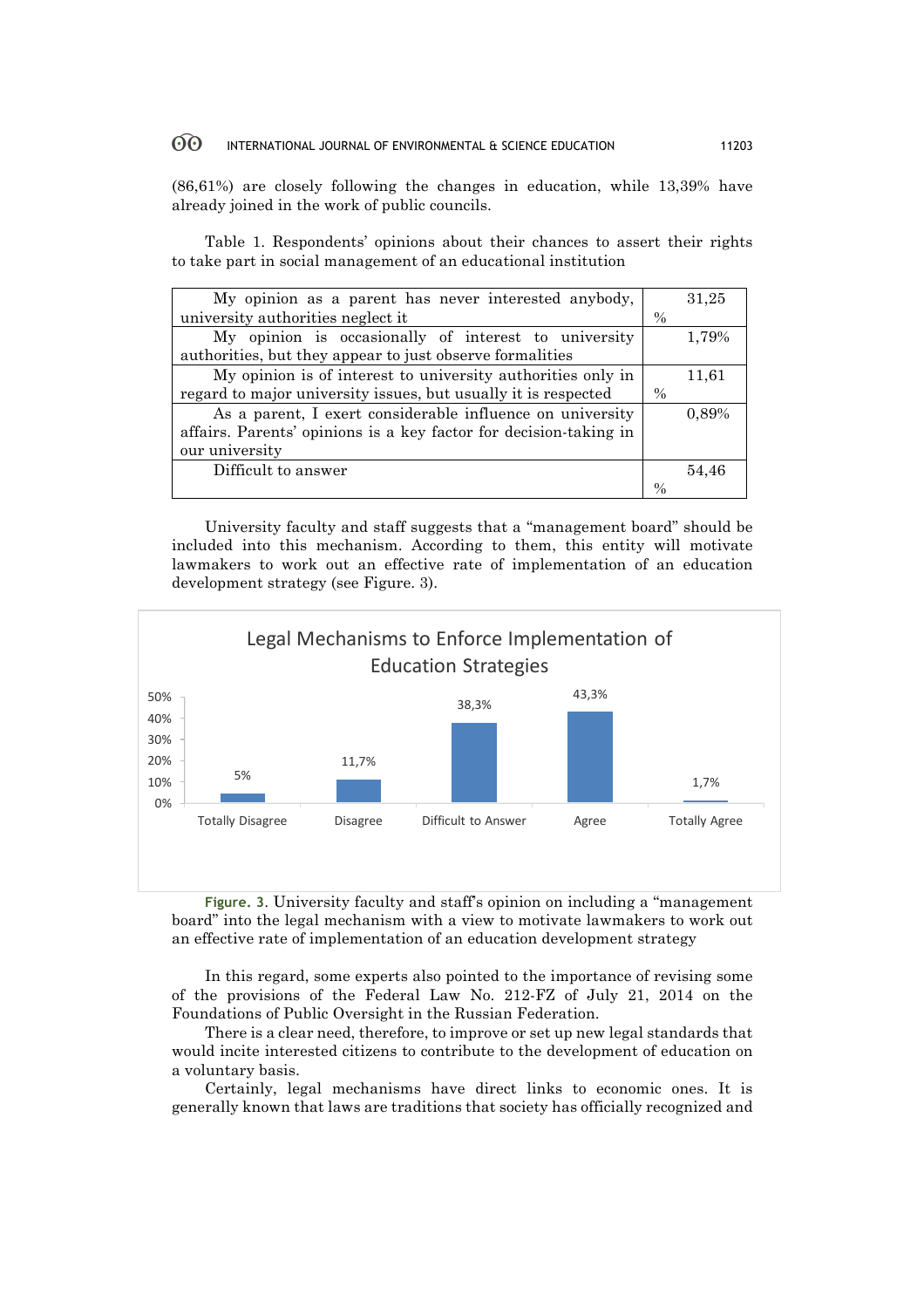(86,61%) are closely following the changes in education, while 13,39% have already joined in the work of public councils.

Table 1. Respondents' opinions about their chances to assert their rights to take part in social management of an educational institution

| | |
|---|---|
| My opinion as a parent has never interested anybody, university authorities neglect it | 31,25 % |
| My opinion is occasionally of interest to university authorities, but they appear to just observe formalities | 1,79% |
| My opinion is of interest to university authorities only in regard to major university issues, but usually it is respected | 11,61 % |
| As a parent, I exert considerable influence on university affairs. Parents' opinions is a key factor for decision-taking in our university | 0,89% |
| Difficult to answer | 54,46 % |

University faculty and staff suggests that a "management board" should be included into this mechanism. According to them, this entity will motivate lawmakers to work out an effective rate of implementation of an education development strategy (see Figure. 3).

Legal Mechanisms to Enforce Implementation of Education Strategies

| Response | % |
|---|---|
| Totally Disagree | 5% |
| Disagree | 11,7% |
| Difficult to Answer | 38,3% |
| Agree | 43,3% |
| Totally Agree | 1,7% |

**Figure. 3.** University faculty and staff's opinion on including a "management board" into the legal mechanism with a view to motivate lawmakers to work out an effective rate of implementation of an education development strategy

In this regard, some experts also pointed to the importance of revising some of the provisions of the Federal Law No. 212-FZ of July 21, 2014 on the Foundations of Public Oversight in the Russian Federation.

There is a clear need, therefore, to improve or set up new legal standards that would incite interested citizens to contribute to the development of education on a voluntary basis.

Certainly, legal mechanisms have direct links to economic ones. It is generally known that laws are traditions that society has officially recognized and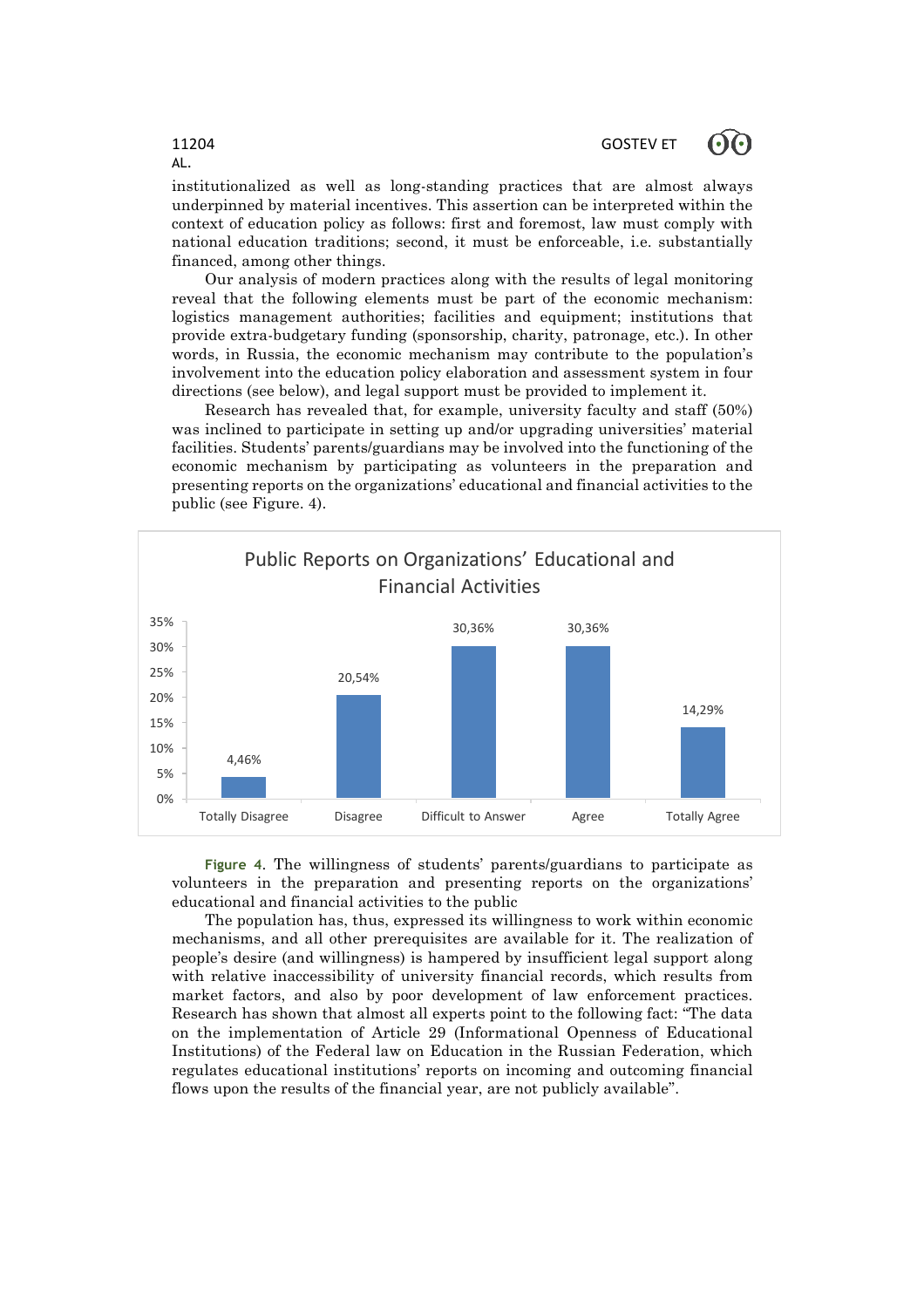institutionalized as well as long-standing practices that are almost always underpinned by material incentives. This assertion can be interpreted within the context of education policy as follows: first and foremost, law must comply with national education traditions; second, it must be enforceable, i.e. substantially financed, among other things.

Our analysis of modern practices along with the results of legal monitoring reveal that the following elements must be part of the economic mechanism: logistics management authorities; facilities and equipment; institutions that provide extra-budgetary funding (sponsorship, charity, patronage, etc.). In other words, in Russia, the economic mechanism may contribute to the population's involvement into the education policy elaboration and assessment system in four directions (see below), and legal support must be provided to implement it.

Research has revealed that, for example, university faculty and staff (50%) was inclined to participate in setting up and/or upgrading universities' material facilities. Students' parents/guardians may be involved into the functioning of the economic mechanism by participating as volunteers in the preparation and presenting reports on the organizations' educational and financial activities to the public (see Figure. 4).

**Public Reports on Organizations' Educational and Financial Activities**

| Response | Share |
|---|---|
| Totally Disagree | 4,46% |
| Disagree | 20,54% |
| Difficult to Answer | 30,36% |
| Agree | 30,36% |
| Totally Agree | 14,29% |

**Figure 4**. The willingness of students' parents/guardians to participate as volunteers in the preparation and presenting reports on the organizations' educational and financial activities to the public

The population has, thus, expressed its willingness to work within economic mechanisms, and all other prerequisites are available for it. The realization of people's desire (and willingness) is hampered by insufficient legal support along with relative inaccessibility of university financial records, which results from market factors, and also by poor development of law enforcement practices. Research has shown that almost all experts point to the following fact: "The data on the implementation of Article 29 (Informational Openness of Educational Institutions) of the Federal law on Education in the Russian Federation, which regulates educational institutions' reports on incoming and outcoming financial flows upon the results of the financial year, are not publicly available".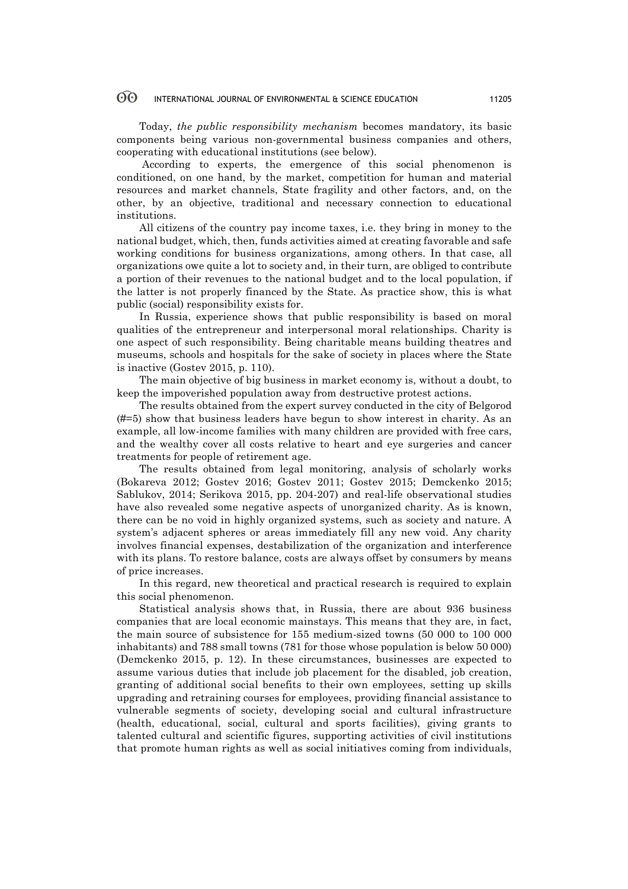Today, *the public responsibility mechanism* becomes mandatory, its basic components being various non-governmental business companies and others, cooperating with educational institutions (see below).

According to experts, the emergence of this social phenomenon is conditioned, on one hand, by the market, competition for human and material resources and market channels, State fragility and other factors, and, on the other, by an objective, traditional and necessary connection to educational institutions.

All citizens of the country pay income taxes, i.e. they bring in money to the national budget, which, then, funds activities aimed at creating favorable and safe working conditions for business organizations, among others. In that case, all organizations owe quite a lot to society and, in their turn, are obliged to contribute a portion of their revenues to the national budget and to the local population, if the latter is not properly financed by the State. As practice show, this is what public (social) responsibility exists for.

In Russia, experience shows that public responsibility is based on moral qualities of the entrepreneur and interpersonal moral relationships. Charity is one aspect of such responsibility. Being charitable means building theatres and museums, schools and hospitals for the sake of society in places where the State is inactive (Gostev 2015, p. 110).

The main objective of big business in market economy is, without a doubt, to keep the impoverished population away from destructive protest actions.

The results obtained from the expert survey conducted in the city of Belgorod (#=5) show that business leaders have begun to show interest in charity. As an example, all low-income families with many children are provided with free cars, and the wealthy cover all costs relative to heart and eye surgeries and cancer treatments for people of retirement age.

The results obtained from legal monitoring, analysis of scholarly works (Bokareva 2012; Gostev 2016; Gostev 2011; Gostev 2015; Demckenko 2015; Sablukov, 2014; Serikova 2015, pp. 204-207) and real-life observational studies have also revealed some negative aspects of unorganized charity. As is known, there can be no void in highly organized systems, such as society and nature. A system's adjacent spheres or areas immediately fill any new void. Any charity involves financial expenses, destabilization of the organization and interference with its plans. To restore balance, costs are always offset by consumers by means of price increases.

In this regard, new theoretical and practical research is required to explain this social phenomenon.

Statistical analysis shows that, in Russia, there are about 936 business companies that are local economic mainstays. This means that they are, in fact, the main source of subsistence for 155 medium-sized towns (50 000 to 100 000 inhabitants) and 788 small towns (781 for those whose population is below 50 000) (Demckenko 2015, p. 12). In these circumstances, businesses are expected to assume various duties that include job placement for the disabled, job creation, granting of additional social benefits to their own employees, setting up skills upgrading and retraining courses for employees, providing financial assistance to vulnerable segments of society, developing social and cultural infrastructure (health, educational, social, cultural and sports facilities), giving grants to talented cultural and scientific figures, supporting activities of civil institutions that promote human rights as well as social initiatives coming from individuals,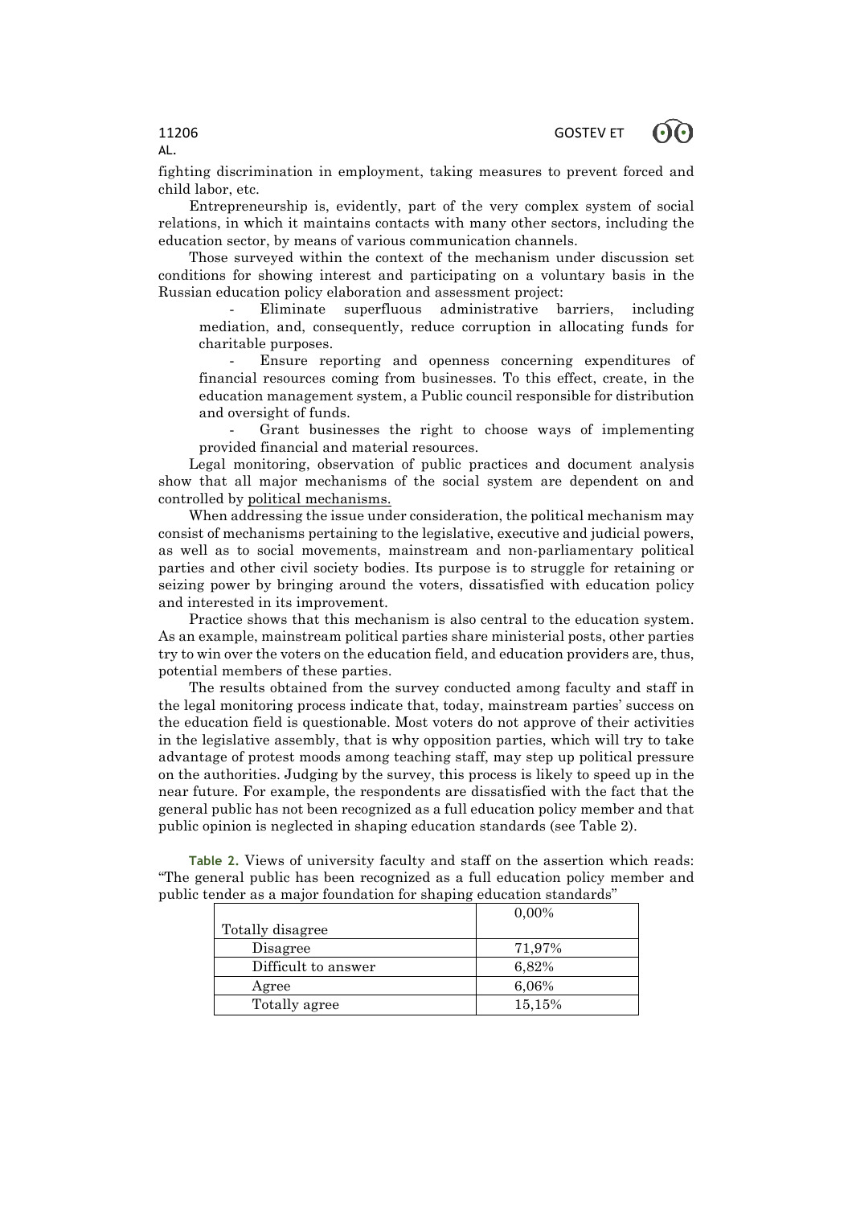fighting discrimination in employment, taking measures to prevent forced and child labor, etc.

Entrepreneurship is, evidently, part of the very complex system of social relations, in which it maintains contacts with many other sectors, including the education sector, by means of various communication channels.

Those surveyed within the context of the mechanism under discussion set conditions for showing interest and participating on a voluntary basis in the Russian education policy elaboration and assessment project:

- Eliminate superfluous administrative barriers, including mediation, and, consequently, reduce corruption in allocating funds for charitable purposes.
- Ensure reporting and openness concerning expenditures of financial resources coming from businesses. To this effect, create, in the education management system, a Public council responsible for distribution and oversight of funds.
- Grant businesses the right to choose ways of implementing provided financial and material resources.

Legal monitoring, observation of public practices and document analysis show that all major mechanisms of the social system are dependent on and controlled by political mechanisms.

When addressing the issue under consideration, the political mechanism may consist of mechanisms pertaining to the legislative, executive and judicial powers, as well as to social movements, mainstream and non-parliamentary political parties and other civil society bodies. Its purpose is to struggle for retaining or seizing power by bringing around the voters, dissatisfied with education policy and interested in its improvement.

Practice shows that this mechanism is also central to the education system. As an example, mainstream political parties share ministerial posts, other parties try to win over the voters on the education field, and education providers are, thus, potential members of these parties.

The results obtained from the survey conducted among faculty and staff in the legal monitoring process indicate that, today, mainstream parties' success on the education field is questionable. Most voters do not approve of their activities in the legislative assembly, that is why opposition parties, which will try to take advantage of protest moods among teaching staff, may step up political pressure on the authorities. Judging by the survey, this process is likely to speed up in the near future. For example, the respondents are dissatisfied with the fact that the general public has not been recognized as a full education policy member and that public opinion is neglected in shaping education standards (see Table 2).

**Table 2.** Views of university faculty and staff on the assertion which reads: "The general public has been recognized as a full education policy member and public tender as a major foundation for shaping education standards"

| | |
|---|---|
| Totally disagree | 0,00% |
| Disagree | 71,97% |
| Difficult to answer | 6,82% |
| Agree | 6,06% |
| Totally agree | 15,15% |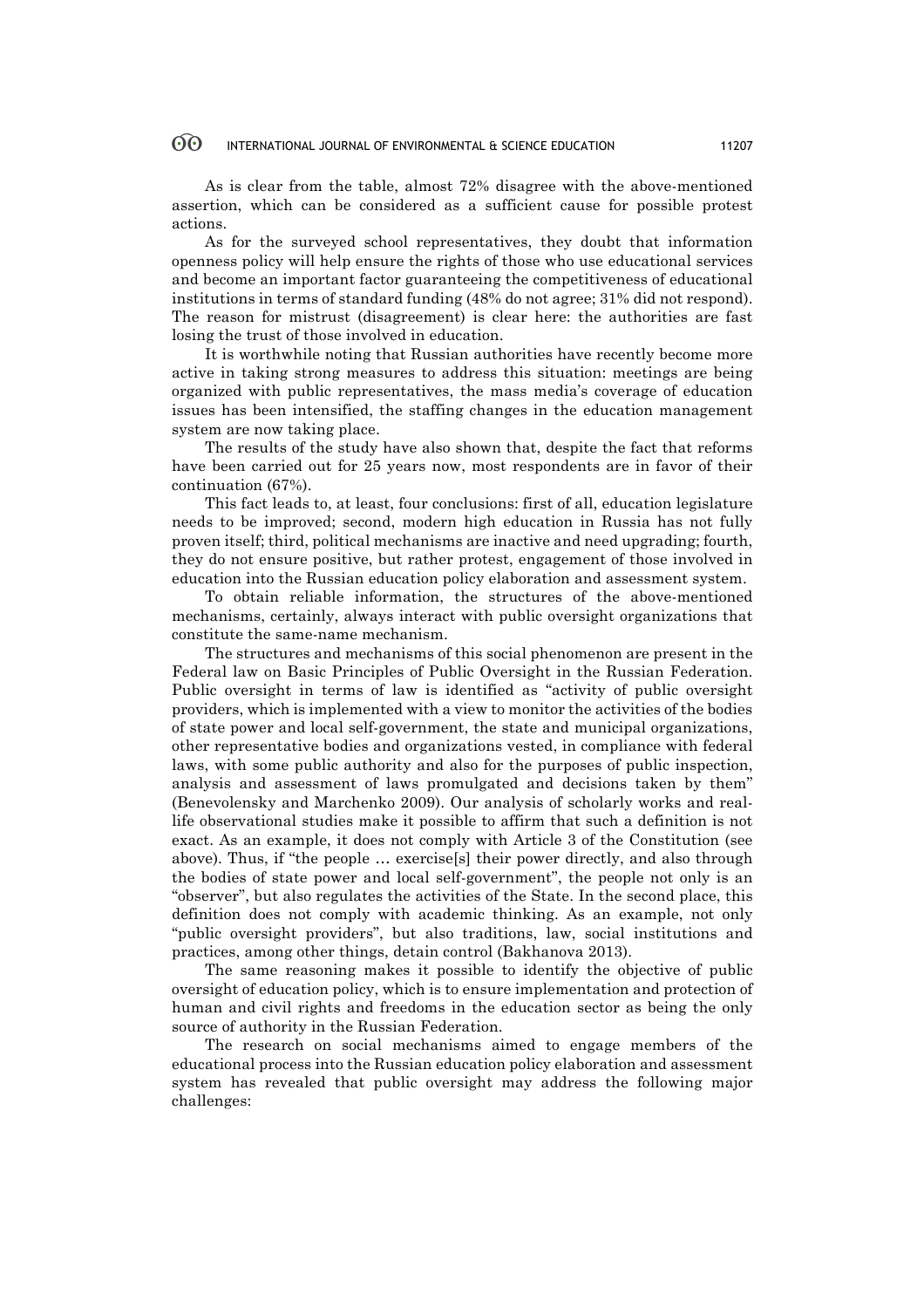As is clear from the table, almost 72% disagree with the above-mentioned assertion, which can be considered as a sufficient cause for possible protest actions.

As for the surveyed school representatives, they doubt that information openness policy will help ensure the rights of those who use educational services and become an important factor guaranteeing the competitiveness of educational institutions in terms of standard funding (48% do not agree; 31% did not respond). The reason for mistrust (disagreement) is clear here: the authorities are fast losing the trust of those involved in education.

It is worthwhile noting that Russian authorities have recently become more active in taking strong measures to address this situation: meetings are being organized with public representatives, the mass media's coverage of education issues has been intensified, the staffing changes in the education management system are now taking place.

The results of the study have also shown that, despite the fact that reforms have been carried out for 25 years now, most respondents are in favor of their continuation (67%).

This fact leads to, at least, four conclusions: first of all, education legislature needs to be improved; second, modern high education in Russia has not fully proven itself; third, political mechanisms are inactive and need upgrading; fourth, they do not ensure positive, but rather protest, engagement of those involved in education into the Russian education policy elaboration and assessment system.

To obtain reliable information, the structures of the above-mentioned mechanisms, certainly, always interact with public oversight organizations that constitute the same-name mechanism.

The structures and mechanisms of this social phenomenon are present in the Federal law on Basic Principles of Public Oversight in the Russian Federation. Public oversight in terms of law is identified as "activity of public oversight providers, which is implemented with a view to monitor the activities of the bodies of state power and local self-government, the state and municipal organizations, other representative bodies and organizations vested, in compliance with federal laws, with some public authority and also for the purposes of public inspection, analysis and assessment of laws promulgated and decisions taken by them" (Benevolensky and Marchenko 2009). Our analysis of scholarly works and real-life observational studies make it possible to affirm that such a definition is not exact. As an example, it does not comply with Article 3 of the Constitution (see above). Thus, if "the people … exercise[s] their power directly, and also through the bodies of state power and local self-government", the people not only is an "observer", but also regulates the activities of the State. In the second place, this definition does not comply with academic thinking. As an example, not only "public oversight providers", but also traditions, law, social institutions and practices, among other things, detain control (Bakhanova 2013).

The same reasoning makes it possible to identify the objective of public oversight of education policy, which is to ensure implementation and protection of human and civil rights and freedoms in the education sector as being the only source of authority in the Russian Federation.

The research on social mechanisms aimed to engage members of the educational process into the Russian education policy elaboration and assessment system has revealed that public oversight may address the following major challenges: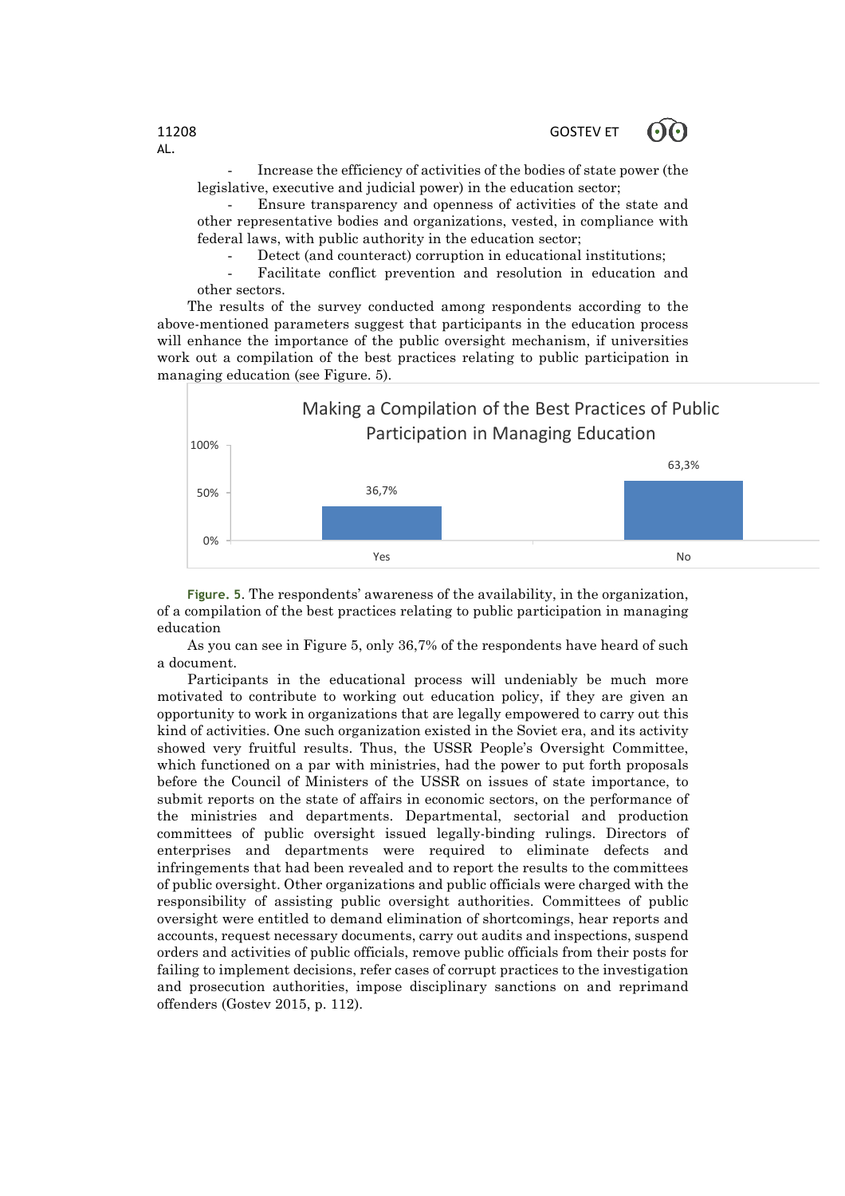- Increase the efficiency of activities of the bodies of state power (the legislative, executive and judicial power) in the education sector;
- Ensure transparency and openness of activities of the state and other representative bodies and organizations, vested, in compliance with federal laws, with public authority in the education sector;
- Detect (and counteract) corruption in educational institutions;
- Facilitate conflict prevention and resolution in education and other sectors.

The results of the survey conducted among respondents according to the above-mentioned parameters suggest that participants in the education process will enhance the importance of the public oversight mechanism, if universities work out a compilation of the best practices relating to public participation in managing education (see Figure. 5).

Making a Compilation of the Best Practices of Public Participation in Managing Education

| | Yes | No |
|---|---|---|
| | 36,7% | 63,3% |

**Figure. 5**. The respondents' awareness of the availability, in the organization, of a compilation of the best practices relating to public participation in managing education

As you can see in Figure 5, only 36,7% of the respondents have heard of such a document.

Participants in the educational process will undeniably be much more motivated to contribute to working out education policy, if they are given an opportunity to work in organizations that are legally empowered to carry out this kind of activities. One such organization existed in the Soviet era, and its activity showed very fruitful results. Thus, the USSR People's Oversight Committee, which functioned on a par with ministries, had the power to put forth proposals before the Council of Ministers of the USSR on issues of state importance, to submit reports on the state of affairs in economic sectors, on the performance of the ministries and departments. Departmental, sectorial and production committees of public oversight issued legally-binding rulings. Directors of enterprises and departments were required to eliminate defects and infringements that had been revealed and to report the results to the committees of public oversight. Other organizations and public officials were charged with the responsibility of assisting public oversight authorities. Committees of public oversight were entitled to demand elimination of shortcomings, hear reports and accounts, request necessary documents, carry out audits and inspections, suspend orders and activities of public officials, remove public officials from their posts for failing to implement decisions, refer cases of corrupt practices to the investigation and prosecution authorities, impose disciplinary sanctions on and reprimand offenders (Gostev 2015, p. 112).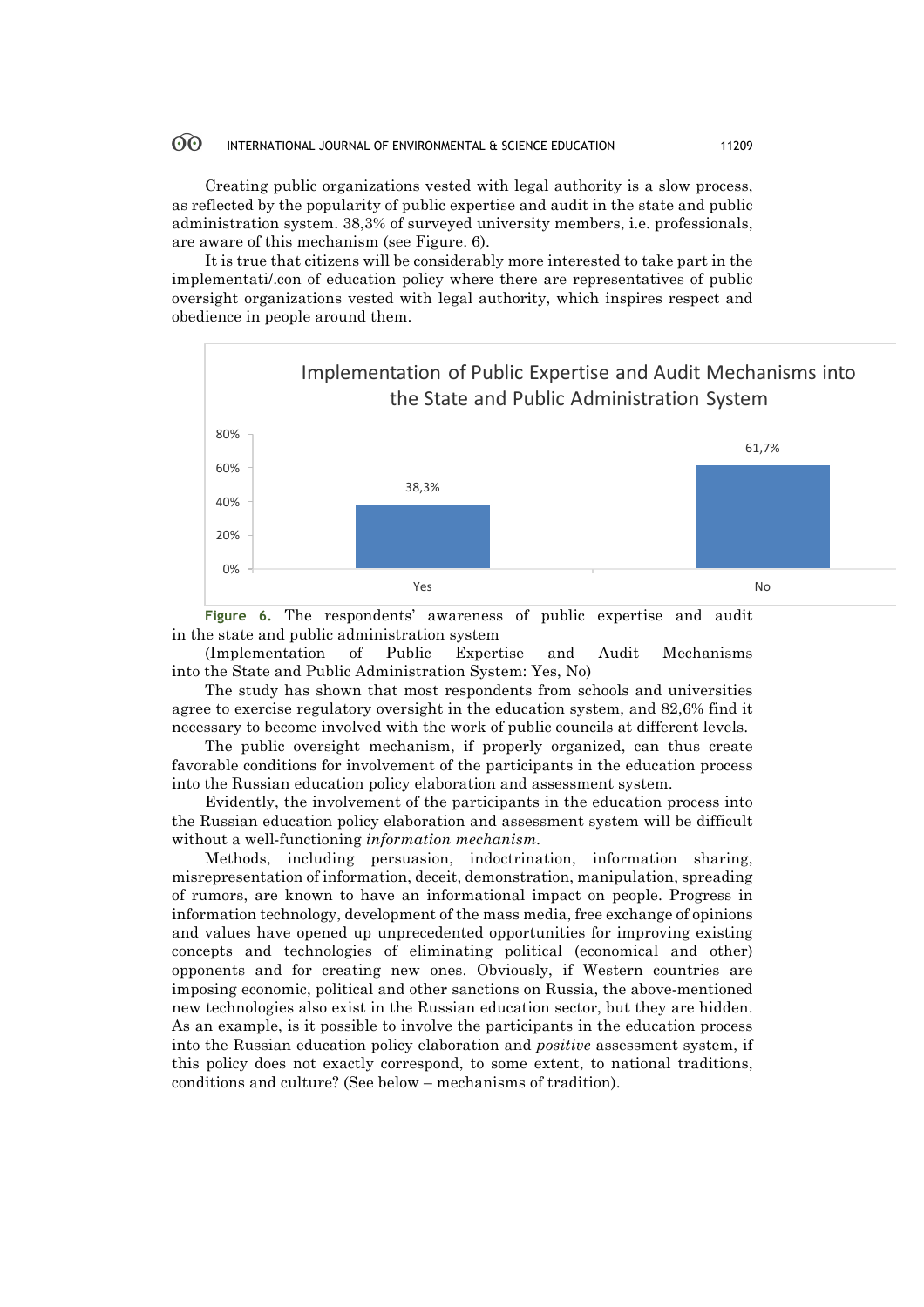Creating public organizations vested with legal authority is a slow process, as reflected by the popularity of public expertise and audit in the state and public administration system. 38,3% of surveyed university members, i.e. professionals, are aware of this mechanism (see Figure. 6).

It is true that citizens will be considerably more interested to take part in the implementati/.con of education policy where there are representatives of public oversight organizations vested with legal authority, which inspires respect and obedience in people around them.

**Figure 6.** The respondents' awareness of public expertise and audit in the state and public administration system

(Implementation of Public Expertise and Audit Mechanisms into the State and Public Administration System: Yes, No)

The study has shown that most respondents from schools and universities agree to exercise regulatory oversight in the education system, and 82,6% find it necessary to become involved with the work of public councils at different levels.

The public oversight mechanism, if properly organized, can thus create favorable conditions for involvement of the participants in the education process into the Russian education policy elaboration and assessment system.

Evidently, the involvement of the participants in the education process into the Russian education policy elaboration and assessment system will be difficult without a well-functioning *information mechanism*.

Methods, including persuasion, indoctrination, information sharing, misrepresentation of information, deceit, demonstration, manipulation, spreading of rumors, are known to have an informational impact on people. Progress in information technology, development of the mass media, free exchange of opinions and values have opened up unprecedented opportunities for improving existing concepts and technologies of eliminating political (economical and other) opponents and for creating new ones. Obviously, if Western countries are imposing economic, political and other sanctions on Russia, the above-mentioned new technologies also exist in the Russian education sector, but they are hidden. As an example, is it possible to involve the participants in the education process into the Russian education policy elaboration and *positive* assessment system, if this policy does not exactly correspond, to some extent, to national traditions, conditions and culture? (See below – mechanisms of tradition).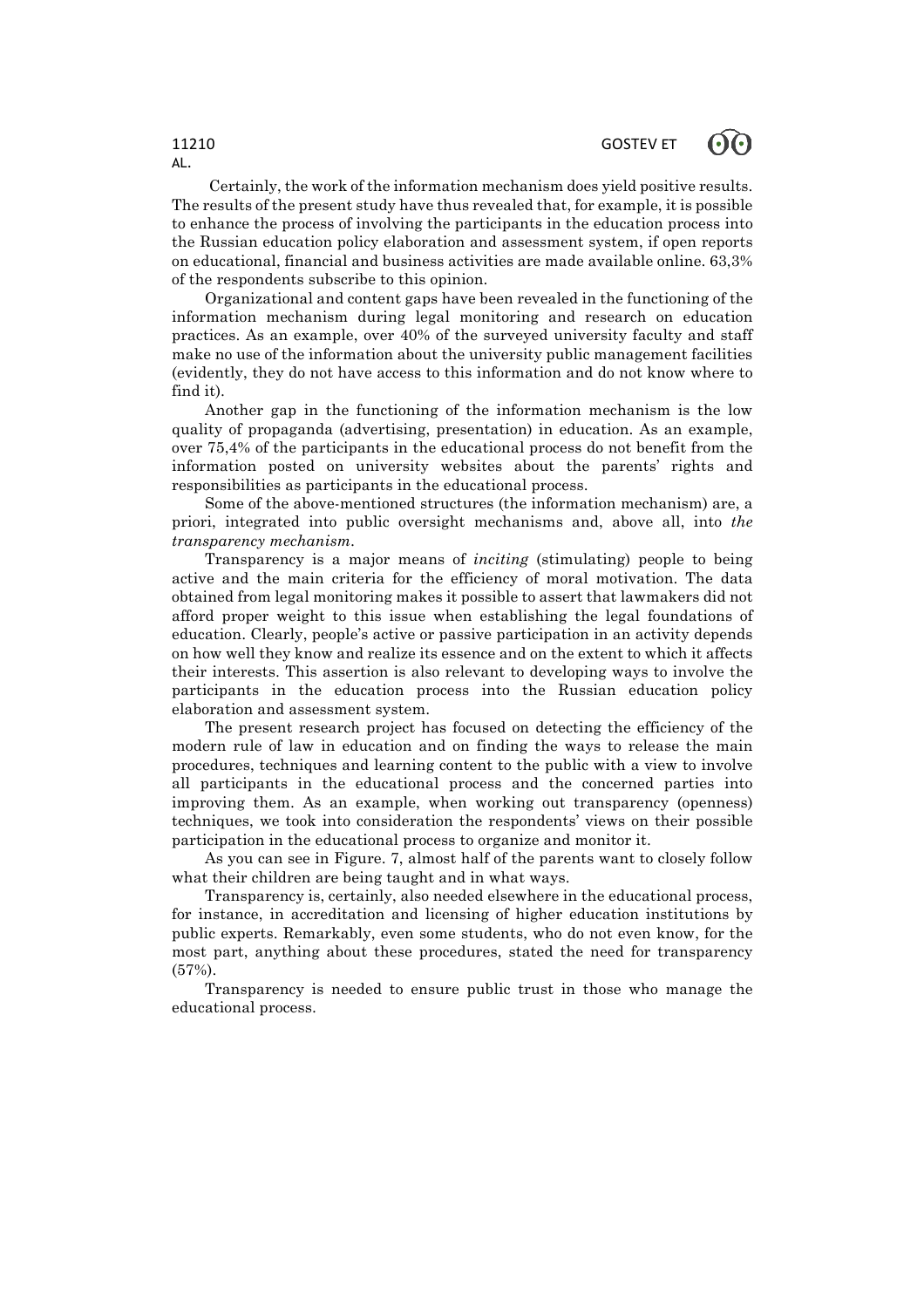Certainly, the work of the information mechanism does yield positive results. The results of the present study have thus revealed that, for example, it is possible to enhance the process of involving the participants in the education process into the Russian education policy elaboration and assessment system, if open reports on educational, financial and business activities are made available online. 63,3% of the respondents subscribe to this opinion.

Organizational and content gaps have been revealed in the functioning of the information mechanism during legal monitoring and research on education practices. As an example, over 40% of the surveyed university faculty and staff make no use of the information about the university public management facilities (evidently, they do not have access to this information and do not know where to find it).

Another gap in the functioning of the information mechanism is the low quality of propaganda (advertising, presentation) in education. As an example, over 75,4% of the participants in the educational process do not benefit from the information posted on university websites about the parents' rights and responsibilities as participants in the educational process.

Some of the above-mentioned structures (the information mechanism) are, a priori, integrated into public oversight mechanisms and, above all, into *the transparency mechanism*.

Transparency is a major means of *inciting* (stimulating) people to being active and the main criteria for the efficiency of moral motivation. The data obtained from legal monitoring makes it possible to assert that lawmakers did not afford proper weight to this issue when establishing the legal foundations of education. Clearly, people's active or passive participation in an activity depends on how well they know and realize its essence and on the extent to which it affects their interests. This assertion is also relevant to developing ways to involve the participants in the education process into the Russian education policy elaboration and assessment system.

The present research project has focused on detecting the efficiency of the modern rule of law in education and on finding the ways to release the main procedures, techniques and learning content to the public with a view to involve all participants in the educational process and the concerned parties into improving them. As an example, when working out transparency (openness) techniques, we took into consideration the respondents' views on their possible participation in the educational process to organize and monitor it.

As you can see in Figure. 7, almost half of the parents want to closely follow what their children are being taught and in what ways.

Transparency is, certainly, also needed elsewhere in the educational process, for instance, in accreditation and licensing of higher education institutions by public experts. Remarkably, even some students, who do not even know, for the most part, anything about these procedures, stated the need for transparency (57%).

Transparency is needed to ensure public trust in those who manage the educational process.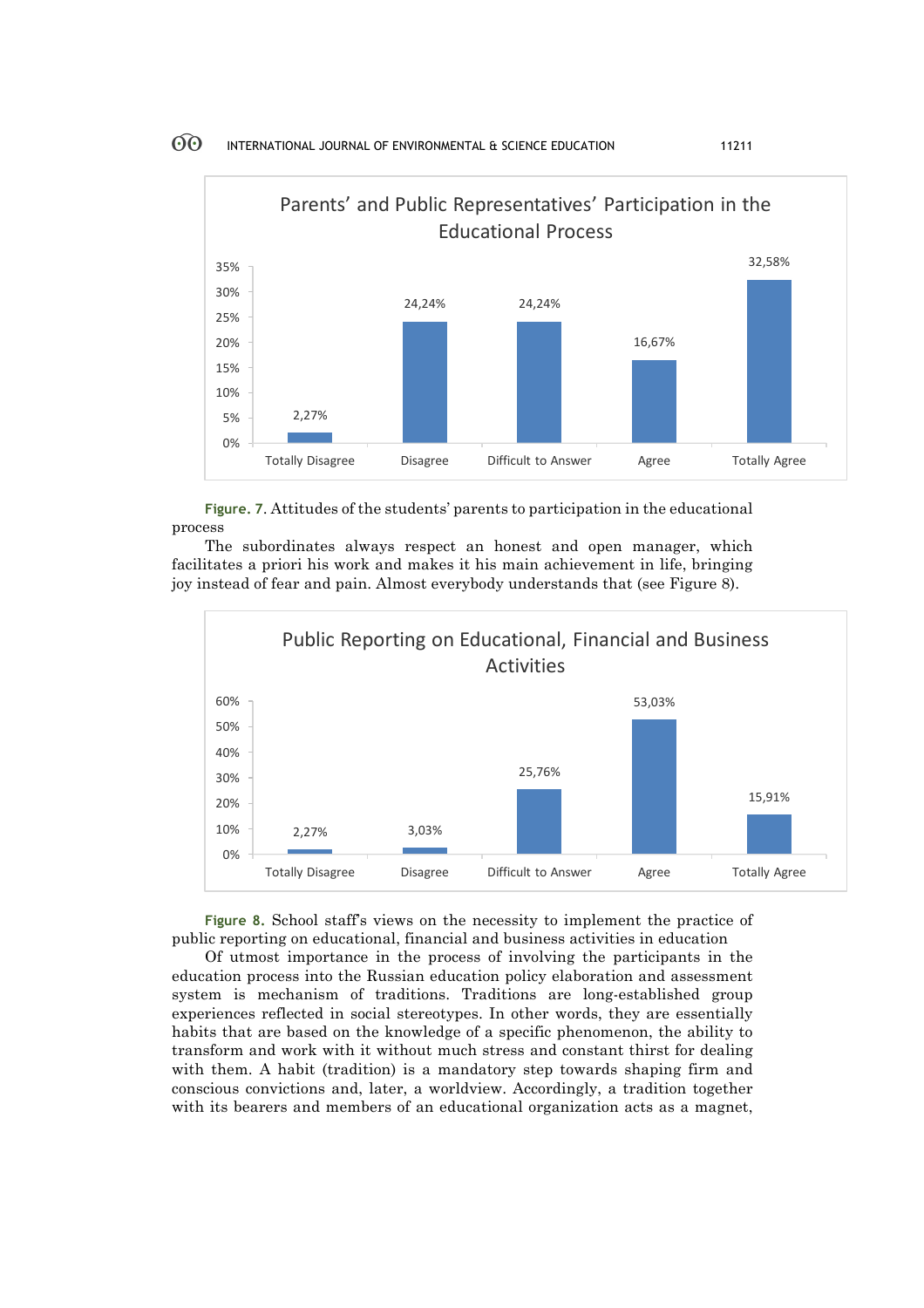**Figure. 7.** Attitudes of the students' parents to participation in the educational process

The subordinates always respect an honest and open manager, which facilitates a priori his work and makes it his main achievement in life, bringing joy instead of fear and pain. Almost everybody understands that (see Figure 8).

**Figure 8.** School staff's views on the necessity to implement the practice of public reporting on educational, financial and business activities in education

Of utmost importance in the process of involving the participants in the education process into the Russian education policy elaboration and assessment system is mechanism of traditions. Traditions are long-established group experiences reflected in social stereotypes. In other words, they are essentially habits that are based on the knowledge of a specific phenomenon, the ability to transform and work with it without much stress and constant thirst for dealing with them. A habit (tradition) is a mandatory step towards shaping firm and conscious convictions and, later, a worldview. Accordingly, a tradition together with its bearers and members of an educational organization acts as a magnet,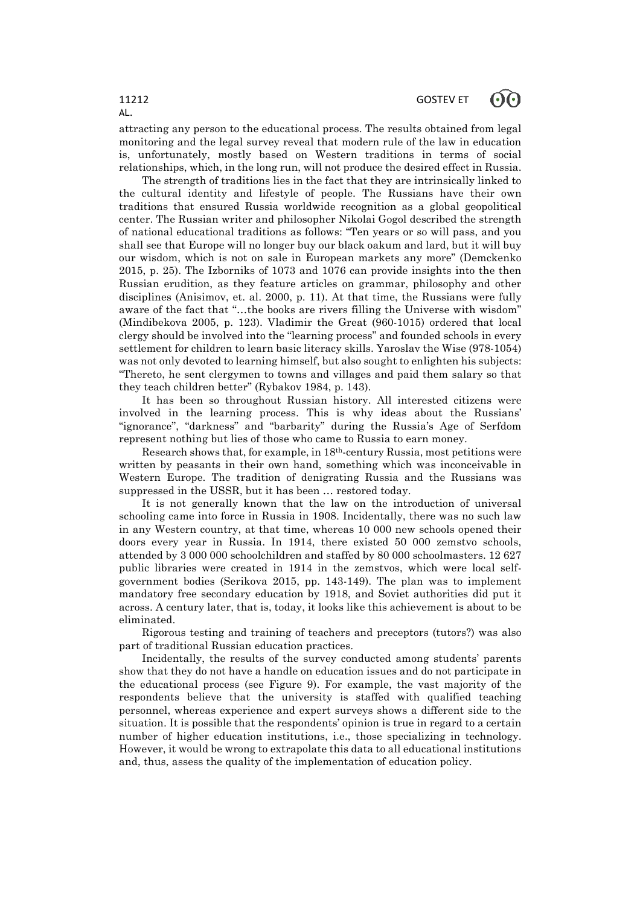attracting any person to the educational process. The results obtained from legal monitoring and the legal survey reveal that modern rule of the law in education is, unfortunately, mostly based on Western traditions in terms of social relationships, which, in the long run, will not produce the desired effect in Russia.

The strength of traditions lies in the fact that they are intrinsically linked to the cultural identity and lifestyle of people. The Russians have their own traditions that ensured Russia worldwide recognition as a global geopolitical center. The Russian writer and philosopher Nikolai Gogol described the strength of national educational traditions as follows: "Ten years or so will pass, and you shall see that Europe will no longer buy our black oakum and lard, but it will buy our wisdom, which is not on sale in European markets any more" (Demckenko 2015, p. 25). The Izborniks of 1073 and 1076 can provide insights into the then Russian erudition, as they feature articles on grammar, philosophy and other disciplines (Anisimov, et. al. 2000, p. 11). At that time, the Russians were fully aware of the fact that "…the books are rivers filling the Universe with wisdom" (Mindibekova 2005, p. 123). Vladimir the Great (960-1015) ordered that local clergy should be involved into the "learning process" and founded schools in every settlement for children to learn basic literacy skills. Yaroslav the Wise (978-1054) was not only devoted to learning himself, but also sought to enlighten his subjects: "Thereto, he sent clergymen to towns and villages and paid them salary so that they teach children better" (Rybakov 1984, p. 143).

It has been so throughout Russian history. All interested citizens were involved in the learning process. This is why ideas about the Russians' "ignorance", "darkness" and "barbarity" during the Russia's Age of Serfdom represent nothing but lies of those who came to Russia to earn money.

Research shows that, for example, in 18th-century Russia, most petitions were written by peasants in their own hand, something which was inconceivable in Western Europe. The tradition of denigrating Russia and the Russians was suppressed in the USSR, but it has been … restored today.

It is not generally known that the law on the introduction of universal schooling came into force in Russia in 1908. Incidentally, there was no such law in any Western country, at that time, whereas 10 000 new schools opened their doors every year in Russia. In 1914, there existed 50 000 zemstvo schools, attended by 3 000 000 schoolchildren and staffed by 80 000 schoolmasters. 12 627 public libraries were created in 1914 in the zemstvos, which were local self-government bodies (Serikova 2015, pp. 143-149). The plan was to implement mandatory free secondary education by 1918, and Soviet authorities did put it across. A century later, that is, today, it looks like this achievement is about to be eliminated.

Rigorous testing and training of teachers and preceptors (tutors?) was also part of traditional Russian education practices.

Incidentally, the results of the survey conducted among students' parents show that they do not have a handle on education issues and do not participate in the educational process (see Figure 9). For example, the vast majority of the respondents believe that the university is staffed with qualified teaching personnel, whereas experience and expert surveys shows a different side to the situation. It is possible that the respondents' opinion is true in regard to a certain number of higher education institutions, i.e., those specializing in technology. However, it would be wrong to extrapolate this data to all educational institutions and, thus, assess the quality of the implementation of education policy.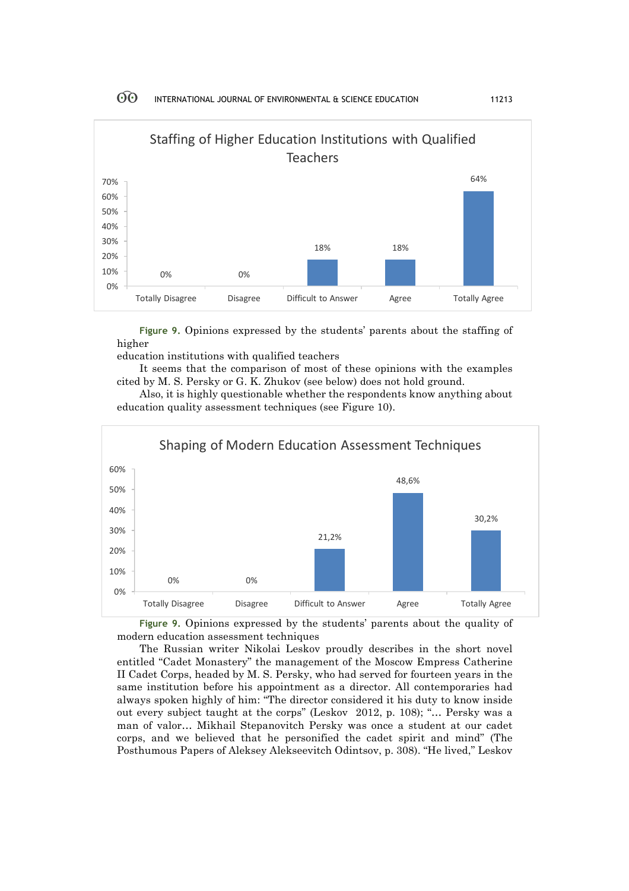Staffing of Higher Education Institutions with Qualified Teachers

| Totally Disagree | Disagree | Difficult to Answer | Agree | Totally Agree |
|---|---|---|---|---|
| 0% | 0% | 18% | 18% | 64% |

**Figure 9.** Opinions expressed by the students' parents about the staffing of higher education institutions with qualified teachers

It seems that the comparison of most of these opinions with the examples cited by M. S. Persky or G. K. Zhukov (see below) does not hold ground.

Also, it is highly questionable whether the respondents know anything about education quality assessment techniques (see Figure 10).

Shaping of Modern Education Assessment Techniques

| Totally Disagree | Disagree | Difficult to Answer | Agree | Totally Agree |
|---|---|---|---|---|
| 0% | 0% | 21,2% | 48,6% | 30,2% |

**Figure 9.** Opinions expressed by the students' parents about the quality of modern education assessment techniques

The Russian writer Nikolai Leskov proudly describes in the short novel entitled "Cadet Monastery" the management of the Moscow Empress Catherine II Cadet Corps, headed by M. S. Persky, who had served for fourteen years in the same institution before his appointment as a director. All contemporaries had always spoken highly of him: "The director considered it his duty to know inside out every subject taught at the corps" (Leskov 2012, p. 108); "… Persky was a man of valor… Mikhail Stepanovitch Persky was once a student at our cadet corps, and we believed that he personified the cadet spirit and mind" (The Posthumous Papers of Aleksey Alekseevitch Odintsov, p. 308). "He lived," Leskov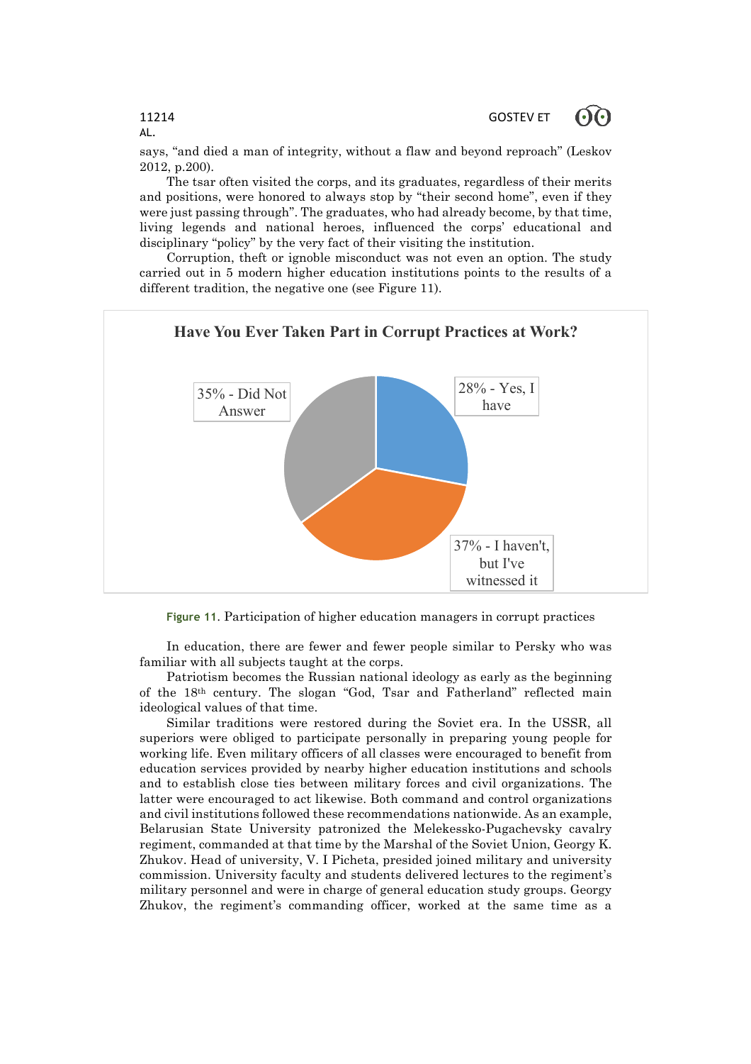says, “and died a man of integrity, without a flaw and beyond reproach” (Leskov 2012, p.200).

The tsar often visited the corps, and its graduates, regardless of their merits and positions, were honored to always stop by “their second home”, even if they were just passing through”. The graduates, who had already become, by that time, living legends and national heroes, influenced the corps’ educational and disciplinary “policy” by the very fact of their visiting the institution.

Corruption, theft or ignoble misconduct was not even an option. The study carried out in 5 modern higher education institutions points to the results of a different tradition, the negative one (see Figure 11).

**Have You Ever Taken Part in Corrupt Practices at Work?**

- 28% - Yes, I have
- 37% - I haven't, but I've witnessed it
- 35% - Did Not Answer

**Figure 11**. Participation of higher education managers in corrupt practices

In education, there are fewer and fewer people similar to Persky who was familiar with all subjects taught at the corps.

Patriotism becomes the Russian national ideology as early as the beginning of the 18th century. The slogan “God, Tsar and Fatherland” reflected main ideological values of that time.

Similar traditions were restored during the Soviet era. In the USSR, all superiors were obliged to participate personally in preparing young people for working life. Even military officers of all classes were encouraged to benefit from education services provided by nearby higher education institutions and schools and to establish close ties between military forces and civil organizations. The latter were encouraged to act likewise. Both command and control organizations and civil institutions followed these recommendations nationwide. As an example, Belarusian State University patronized the Melekessko-Pugachevsky cavalry regiment, commanded at that time by the Marshal of the Soviet Union, Georgy K. Zhukov. Head of university, V. I Picheta, presided joined military and university commission. University faculty and students delivered lectures to the regiment’s military personnel and were in charge of general education study groups. Georgy Zhukov, the regiment’s commanding officer, worked at the same time as a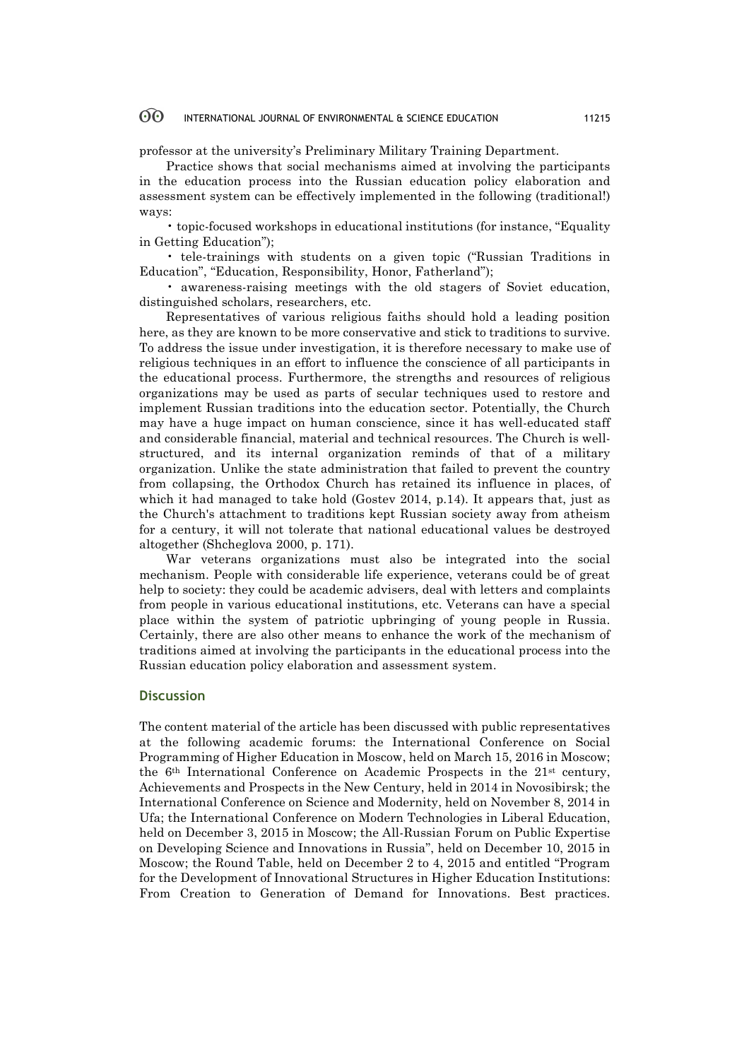professor at the university's Preliminary Military Training Department.

Practice shows that social mechanisms aimed at involving the participants in the education process into the Russian education policy elaboration and assessment system can be effectively implemented in the following (traditional!) ways:

- topic-focused workshops in educational institutions (for instance, "Equality in Getting Education");
- tele-trainings with students on a given topic ("Russian Traditions in Education", "Education, Responsibility, Honor, Fatherland");
- awareness-raising meetings with the old stagers of Soviet education, distinguished scholars, researchers, etc.

Representatives of various religious faiths should hold a leading position here, as they are known to be more conservative and stick to traditions to survive. To address the issue under investigation, it is therefore necessary to make use of religious techniques in an effort to influence the conscience of all participants in the educational process. Furthermore, the strengths and resources of religious organizations may be used as parts of secular techniques used to restore and implement Russian traditions into the education sector. Potentially, the Church may have a huge impact on human conscience, since it has well-educated staff and considerable financial, material and technical resources. The Church is well-structured, and its internal organization reminds of that of a military organization. Unlike the state administration that failed to prevent the country from collapsing, the Orthodox Church has retained its influence in places, of which it had managed to take hold (Gostev 2014, p.14). It appears that, just as the Church's attachment to traditions kept Russian society away from atheism for a century, it will not tolerate that national educational values be destroyed altogether (Shcheglova 2000, p. 171).

War veterans organizations must also be integrated into the social mechanism. People with considerable life experience, veterans could be of great help to society: they could be academic advisers, deal with letters and complaints from people in various educational institutions, etc. Veterans can have a special place within the system of patriotic upbringing of young people in Russia. Certainly, there are also other means to enhance the work of the mechanism of traditions aimed at involving the participants in the educational process into the Russian education policy elaboration and assessment system.

## Discussion

The content material of the article has been discussed with public representatives at the following academic forums: the International Conference on Social Programming of Higher Education in Moscow, held on March 15, 2016 in Moscow; the 6th International Conference on Academic Prospects in the 21st century, Achievements and Prospects in the New Century, held in 2014 in Novosibirsk; the International Conference on Science and Modernity, held on November 8, 2014 in Ufa; the International Conference on Modern Technologies in Liberal Education, held on December 3, 2015 in Moscow; the All-Russian Forum on Public Expertise on Developing Science and Innovations in Russia", held on December 10, 2015 in Moscow; the Round Table, held on December 2 to 4, 2015 and entitled "Program for the Development of Innovational Structures in Higher Education Institutions: From Creation to Generation of Demand for Innovations. Best practices.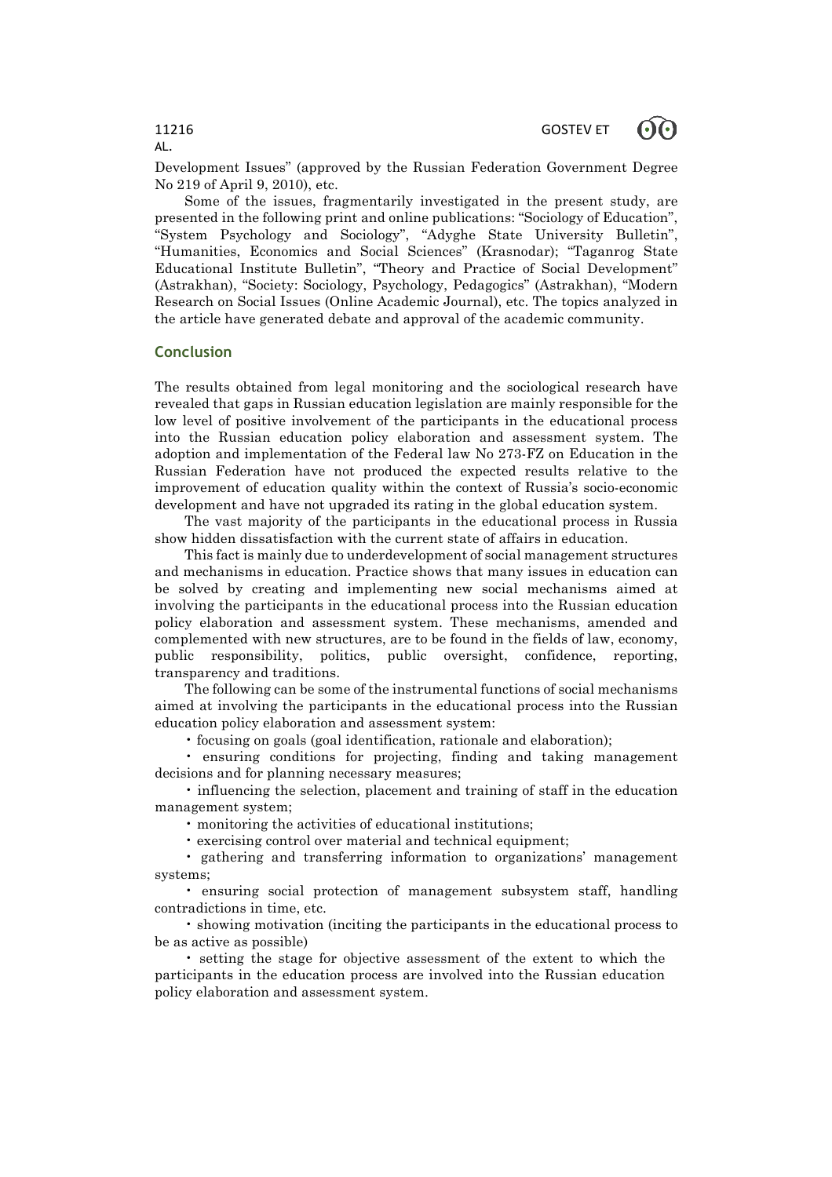Development Issues" (approved by the Russian Federation Government Degree No 219 of April 9, 2010), etc.

Some of the issues, fragmentarily investigated in the present study, are presented in the following print and online publications: "Sociology of Education", "System Psychology and Sociology", "Adyghe State University Bulletin", "Humanities, Economics and Social Sciences" (Krasnodar); "Taganrog State Educational Institute Bulletin", "Theory and Practice of Social Development" (Astrakhan), "Society: Sociology, Psychology, Pedagogics" (Astrakhan), "Modern Research on Social Issues (Online Academic Journal), etc. The topics analyzed in the article have generated debate and approval of the academic community.

## Conclusion

The results obtained from legal monitoring and the sociological research have revealed that gaps in Russian education legislation are mainly responsible for the low level of positive involvement of the participants in the educational process into the Russian education policy elaboration and assessment system. The adoption and implementation of the Federal law No 273-FZ on Education in the Russian Federation have not produced the expected results relative to the improvement of education quality within the context of Russia's socio-economic development and have not upgraded its rating in the global education system.

The vast majority of the participants in the educational process in Russia show hidden dissatisfaction with the current state of affairs in education.

This fact is mainly due to underdevelopment of social management structures and mechanisms in education. Practice shows that many issues in education can be solved by creating and implementing new social mechanisms aimed at involving the participants in the educational process into the Russian education policy elaboration and assessment system. These mechanisms, amended and complemented with new structures, are to be found in the fields of law, economy, public responsibility, politics, public oversight, confidence, reporting, transparency and traditions.

The following can be some of the instrumental functions of social mechanisms aimed at involving the participants in the educational process into the Russian education policy elaboration and assessment system:

- focusing on goals (goal identification, rationale and elaboration);
- ensuring conditions for projecting, finding and taking management decisions and for planning necessary measures;
- influencing the selection, placement and training of staff in the education management system;
- monitoring the activities of educational institutions;
- exercising control over material and technical equipment;
- gathering and transferring information to organizations' management systems;
- ensuring social protection of management subsystem staff, handling contradictions in time, etc.
- showing motivation (inciting the participants in the educational process to be as active as possible)
- setting the stage for objective assessment of the extent to which the participants in the education process are involved into the Russian education policy elaboration and assessment system.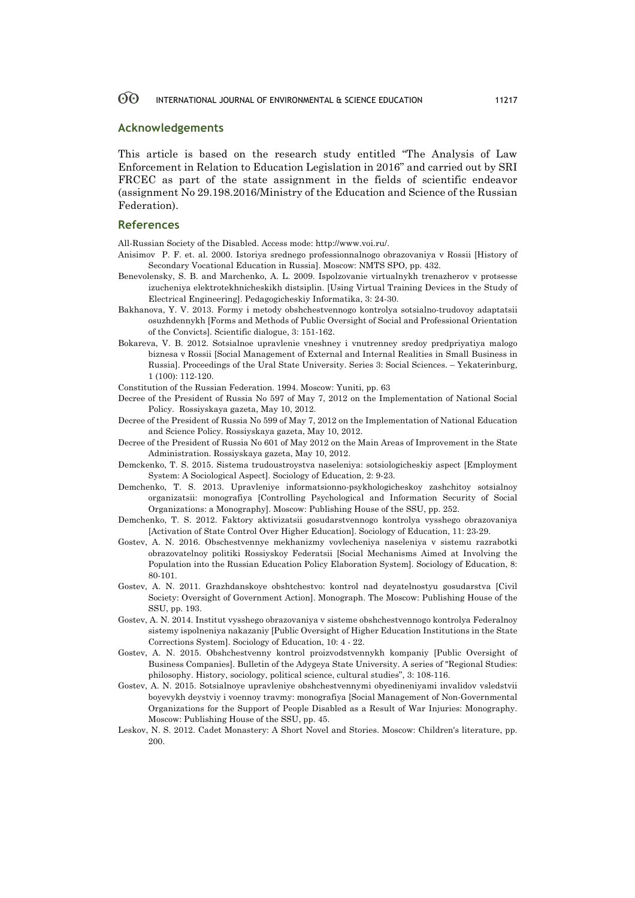## Acknowledgements

This article is based on the research study entitled "The Analysis of Law Enforcement in Relation to Education Legislation in 2016" and carried out by SRI FRCEC as part of the state assignment in the fields of scientific endeavor (assignment No 29.198.2016/Ministry of the Education and Science of the Russian Federation).

## References

All-Russian Society of the Disabled. Access mode: http://www.voi.ru/.

Anisimov P. F. et. al. 2000. Istoriya srednego professionnalnogo obrazovaniya v Rossii [History of Secondary Vocational Education in Russia]. Moscow: NMTS SPO, pp. 432.

Benevolensky, S. B. and Marchenko, A. L. 2009. Ispolzovanie virtualnykh trenazherov v protsesse izucheniya elektrotekhnicheskikh distsiplin. [Using Virtual Training Devices in the Study of Electrical Engineering]. Pedagogicheskiy Informatika, 3: 24-30.

Bakhanova, Y. V. 2013. Formy i metody obshchestvennogo kontrolya sotsialno-trudovoy adaptatsii osuzhdennykh [Forms and Methods of Public Oversight of Social and Professional Orientation of the Convicts]. Scientific dialogue, 3: 151-162.

Bokareva, V. B. 2012. Sotsialnoe upravlenie vneshney i vnutrenney sredoy predpriyatiya malogo biznesa v Rossii [Social Management of External and Internal Realities in Small Business in Russia]. Proceedings of the Ural State University. Series 3: Social Sciences. – Yekaterinburg, 1 (100): 112-120.

Constitution of the Russian Federation. 1994. Moscow: Yuniti, pp. 63

Decree of the President of Russia No 597 of May 7, 2012 on the Implementation of National Social Policy. Rossiyskaya gazeta, May 10, 2012.

Decree of the President of Russia No 599 of May 7, 2012 on the Implementation of National Education and Science Policy. Rossiyskaya gazeta, May 10, 2012.

Decree of the President of Russia No 601 of May 2012 on the Main Areas of Improvement in the State Administration. Rossiyskaya gazeta, May 10, 2012.

Demckenko, T. S. 2015. Sistema trudoustroystva naseleniya: sotsiologicheskiy aspect [Employment System: A Sociological Aspect]. Sociology of Education, 2: 9-23.

Demchenko, T. S. 2013. Upravleniye informatsionno-psykhologicheskoy zashchitoy sotsialnoy organizatsii: monografiya [Controlling Psychological and Information Security of Social Organizations: a Monography]. Moscow: Publishing House of the SSU, pp. 252.

Demchenko, T. S. 2012. Faktory aktivizatsii gosudarstvennogo kontrolya vysshego obrazovaniya [Activation of State Control Over Higher Education]. Sociology of Education, 11: 23-29.

Gostev, A. N. 2016. Obschestvennye mekhanizmy vovlecheniya naseleniya v sistemu razrabotki obrazovatelnoy politiki Rossiyskoy Federatsii [Social Mechanisms Aimed at Involving the Population into the Russian Education Policy Elaboration System]. Sociology of Education, 8: 80-101.

Gostev, A. N. 2011. Grazhdanskoye obshtchestvo: kontrol nad deyatelnostyu gosudarstva [Civil Society: Oversight of Government Action]. Monograph. The Moscow: Publishing House of the SSU, pp. 193.

Gostev, A. N. 2014. Institut vysshego obrazovaniya v sisteme obshchestvennogo kontrolya Federalnoy sistemy ispolneniya nakazaniy [Public Oversight of Higher Education Institutions in the State Corrections System]. Sociology of Education, 10: 4 - 22.

Gostev, A. N. 2015. Obshchestvenny kontrol proizvodstvennykh kompaniy [Public Oversight of Business Companies]. Bulletin of the Adygeya State University. A series of "Regional Studies: philosophy. History, sociology, political science, cultural studies", 3: 108-116.

Gostev, A. N. 2015. Sotsialnoye upravleniye obshchestvennymi obyedineniyami invalidov vsledstvii boyevykh deystviy i voennoy travmy: monografiya [Social Management of Non-Governmental Organizations for the Support of People Disabled as a Result of War Injuries: Monography. Moscow: Publishing House of the SSU, pp. 45.

Leskov, N. S. 2012. Cadet Monastery: A Short Novel and Stories. Moscow: Children's literature, pp. 200.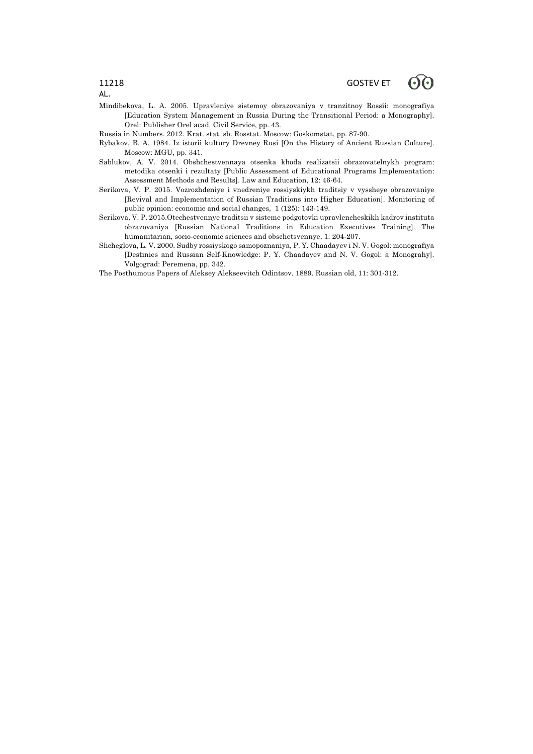Mindibekova, L. A. 2005. Upravleniye sistemoy obrazovaniya v tranzitnoy Rossii: monografiya [Education System Management in Russia During the Transitional Period: a Monography]. Orel: Publisher Orel acad. Civil Service, pp. 43.

Russia in Numbers. 2012. Krat. stat. sb. Rosstat. Moscow: Goskomstat, pp. 87-90.

Rybakov, B. A. 1984. Iz istorii kultury Drevney Rusi [On the History of Ancient Russian Culture]. Moscow: MGU, pp. 341.

Sablukov, A. V. 2014. Obshchestvennaya otsenka khoda realizatsii obrazovatelnykh program: metodika otsenki i rezultaty [Public Assessment of Educational Programs Implementation: Assessment Methods and Results]. Law and Education, 12: 46-64.

Serikova, V. P. 2015. Vozrozhdeniye i vnedreniye rossiyskiykh traditsiy v vyssheye obrazovaniye [Revival and Implementation of Russian Traditions into Higher Education]. Monitoring of public opinion: economic and social changes, 1 (125): 143-149.

Serikova, V. P. 2015.Otechestvennye traditsii v sisteme podgotovki upravlencheskikh kadrov instituta obrazovaniya [Russian National Traditions in Education Executives Training]. The humanitarian, socio-economic sciences and obschetsvennye, 1: 204-207.

Shcheglova, L. V. 2000. Sudby rossiyskogo samopoznaniya, P. Y. Chaadayev i N. V. Gogol: monografiya [Destinies and Russian Self-Knowledge: P. Y. Chaadayev and N. V. Gogol: a Monograhy]. Volgograd: Peremena, pp. 342.

The Posthumous Papers of Aleksey Alekseevitch Odintsov. 1889. Russian old, 11: 301-312.